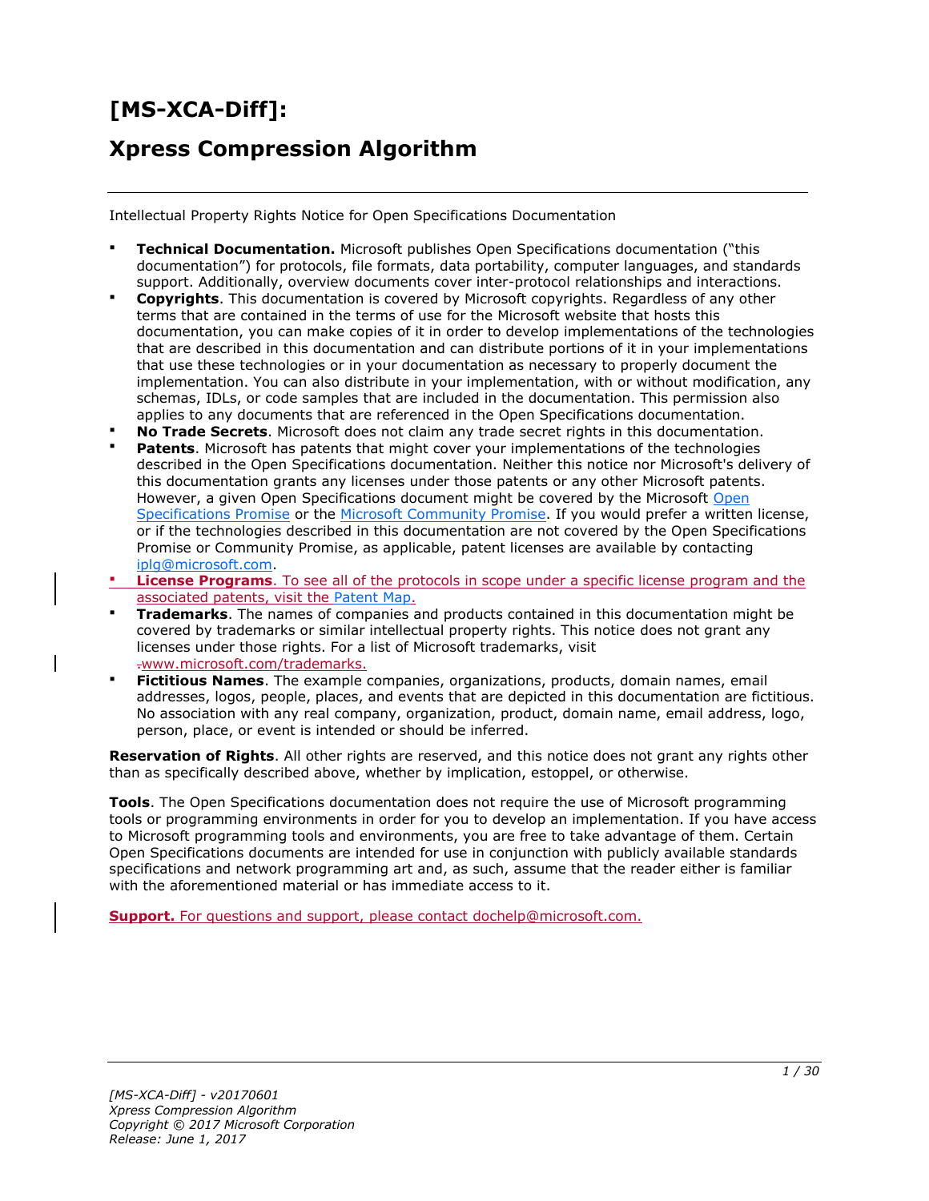# [MS-XCA-Diff]:

# Xpress Compression Algorithm

Intellectual Property Rights Notice for Open Specifications Documentation

- **Technical Documentation.** Microsoft publishes Open Specifications documentation ("this documentation") for protocols, file formats, data portability, computer languages, and standards support. Additionally, overview documents cover inter-protocol relationships and interactions.
- **Copyrights**. This documentation is covered by Microsoft copyrights. Regardless of any other terms that are contained in the terms of use for the Microsoft website that hosts this documentation, you can make copies of it in order to develop implementations of the technologies that are described in this documentation and can distribute portions of it in your implementations that use these technologies or in your documentation as necessary to properly document the implementation. You can also distribute in your implementation, with or without modification, any schemas, IDLs, or code samples that are included in the documentation. This permission also applies to any documents that are referenced in the Open Specifications documentation.
- **No Trade Secrets**. Microsoft does not claim any trade secret rights in this documentation.
- **Patents**. Microsoft has patents that might cover your implementations of the technologies described in the Open Specifications documentation. Neither this notice nor Microsoft's delivery of this documentation grants any licenses under those patents or any other Microsoft patents. However, a given Open Specifications document might be covered by the Microsoft Open Specifications Promise or the Microsoft Community Promise. If you would prefer a written license, or if the technologies described in this documentation are not covered by the Open Specifications Promise or Community Promise, as applicable, patent licenses are available by contacting iplg@microsoft.com.
- **License Programs**. To see all of the protocols in scope under a specific license program and the associated patents, visit the Patent Map.
- **Trademarks**. The names of companies and products contained in this documentation might be covered by trademarks or similar intellectual property rights. This notice does not grant any licenses under those rights. For a list of Microsoft trademarks, visit www.microsoft.com/trademarks.
- **Fictitious Names**. The example companies, organizations, products, domain names, email addresses, logos, people, places, and events that are depicted in this documentation are fictitious. No association with any real company, organization, product, domain name, email address, logo, person, place, or event is intended or should be inferred.

**Reservation of Rights**. All other rights are reserved, and this notice does not grant any rights other than as specifically described above, whether by implication, estoppel, or otherwise.

**Tools**. The Open Specifications documentation does not require the use of Microsoft programming tools or programming environments in order for you to develop an implementation. If you have access to Microsoft programming tools and environments, you are free to take advantage of them. Certain Open Specifications documents are intended for use in conjunction with publicly available standards specifications and network programming art and, as such, assume that the reader either is familiar with the aforementioned material or has immediate access to it.

**Support.** For questions and support, please contact dochelp@microsoft.com.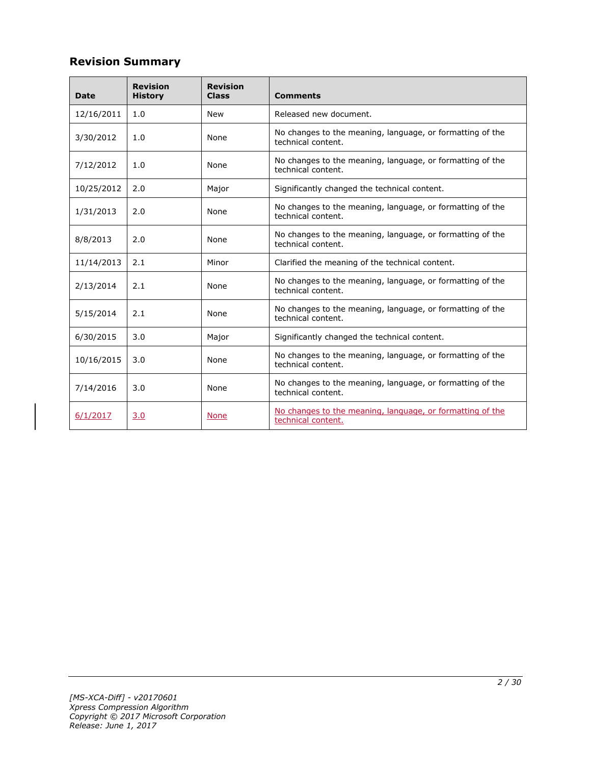## Revision Summary

| Date | Revision History | Revision Class | Comments |
|---|---|---|---|
| 12/16/2011 | 1.0 | New | Released new document. |
| 3/30/2012 | 1.0 | None | No changes to the meaning, language, or formatting of the technical content. |
| 7/12/2012 | 1.0 | None | No changes to the meaning, language, or formatting of the technical content. |
| 10/25/2012 | 2.0 | Major | Significantly changed the technical content. |
| 1/31/2013 | 2.0 | None | No changes to the meaning, language, or formatting of the technical content. |
| 8/8/2013 | 2.0 | None | No changes to the meaning, language, or formatting of the technical content. |
| 11/14/2013 | 2.1 | Minor | Clarified the meaning of the technical content. |
| 2/13/2014 | 2.1 | None | No changes to the meaning, language, or formatting of the technical content. |
| 5/15/2014 | 2.1 | None | No changes to the meaning, language, or formatting of the technical content. |
| 6/30/2015 | 3.0 | Major | Significantly changed the technical content. |
| 10/16/2015 | 3.0 | None | No changes to the meaning, language, or formatting of the technical content. |
| 7/14/2016 | 3.0 | None | No changes to the meaning, language, or formatting of the technical content. |
| 6/1/2017 | 3.0 | None | No changes to the meaning, language, or formatting of the technical content. |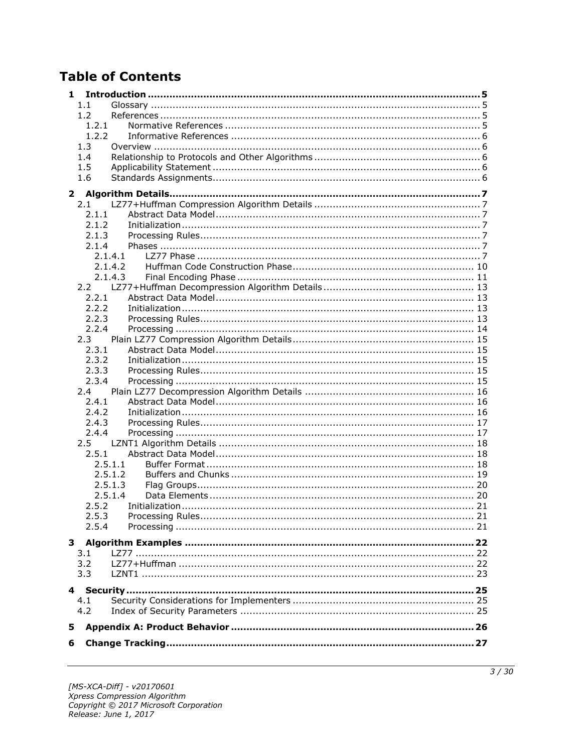# Table of Contents

**1 Introduction .......... 5**
- 1.1 Glossary .......... 5
- 1.2 References .......... 5
  - 1.2.1 Normative References .......... 5
  - 1.2.2 Informative References .......... 6
- 1.3 Overview .......... 6
- 1.4 Relationship to Protocols and Other Algorithms .......... 6
- 1.5 Applicability Statement .......... 6
- 1.6 Standards Assignments .......... 6

**2 Algorithm Details .......... 7**
- 2.1 LZ77+Huffman Compression Algorithm Details .......... 7
  - 2.1.1 Abstract Data Model .......... 7
  - 2.1.2 Initialization .......... 7
  - 2.1.3 Processing Rules .......... 7
  - 2.1.4 Phases .......... 7
    - 2.1.4.1 LZ77 Phase .......... 7
    - 2.1.4.2 Huffman Code Construction Phase .......... 10
    - 2.1.4.3 Final Encoding Phase .......... 11
- 2.2 LZ77+Huffman Decompression Algorithm Details .......... 13
  - 2.2.1 Abstract Data Model .......... 13
  - 2.2.2 Initialization .......... 13
  - 2.2.3 Processing Rules .......... 13
  - 2.2.4 Processing .......... 14
- 2.3 Plain LZ77 Compression Algorithm Details .......... 15
  - 2.3.1 Abstract Data Model .......... 15
  - 2.3.2 Initialization .......... 15
  - 2.3.3 Processing Rules .......... 15
  - 2.3.4 Processing .......... 15
- 2.4 Plain LZ77 Decompression Algorithm Details .......... 16
  - 2.4.1 Abstract Data Model .......... 16
  - 2.4.2 Initialization .......... 16
  - 2.4.3 Processing Rules .......... 17
  - 2.4.4 Processing .......... 17
- 2.5 LZNT1 Algorithm Details .......... 18
  - 2.5.1 Abstract Data Model .......... 18
    - 2.5.1.1 Buffer Format .......... 18
    - 2.5.1.2 Buffers and Chunks .......... 19
    - 2.5.1.3 Flag Groups .......... 20
    - 2.5.1.4 Data Elements .......... 20
  - 2.5.2 Initialization .......... 21
  - 2.5.3 Processing Rules .......... 21
  - 2.5.4 Processing .......... 21

**3 Algorithm Examples .......... 22**
- 3.1 LZ77 .......... 22
- 3.2 LZ77+Huffman .......... 22
- 3.3 LZNT1 .......... 23

**4 Security .......... 25**
- 4.1 Security Considerations for Implementers .......... 25
- 4.2 Index of Security Parameters .......... 25

**5 Appendix A: Product Behavior .......... 26**

**6 Change Tracking .......... 27**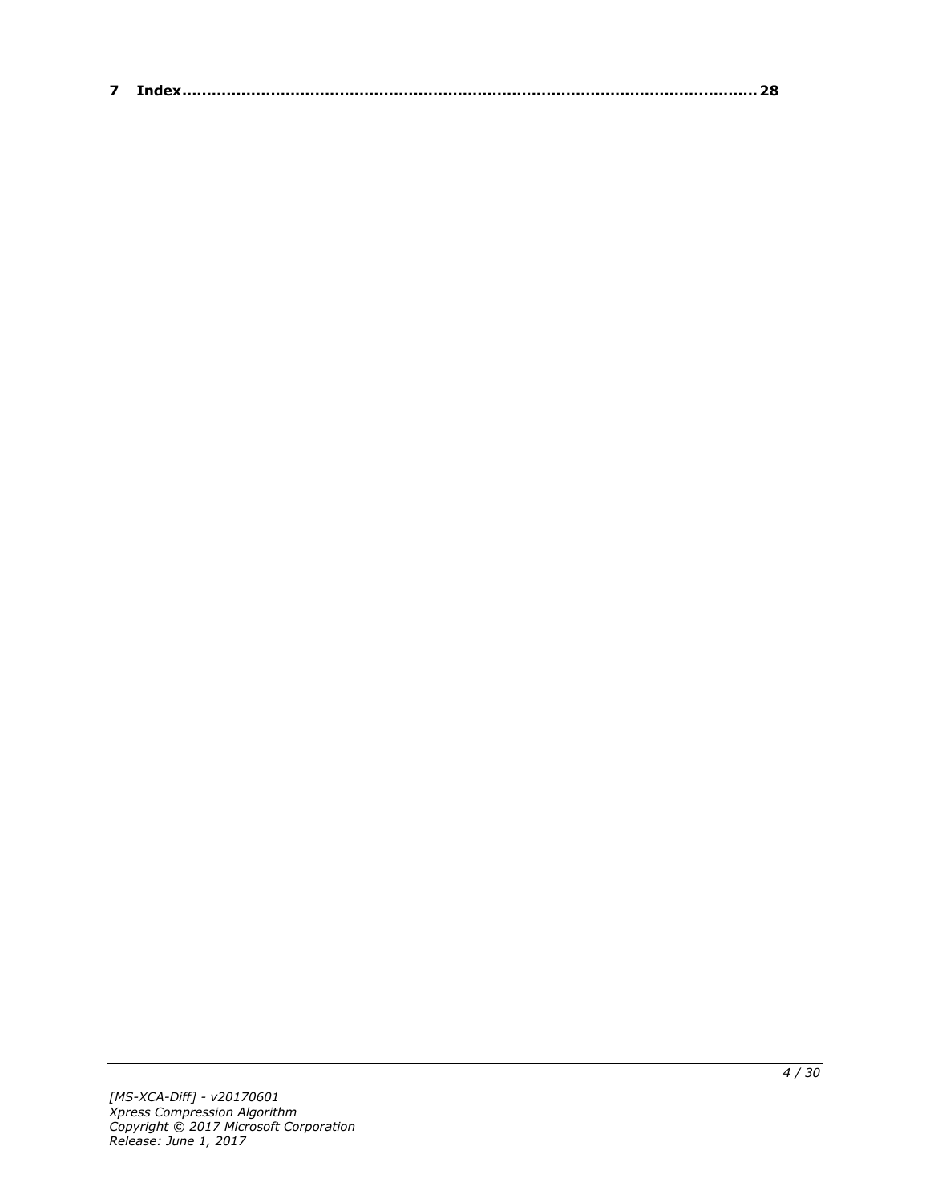**7 Index.................................................................................................................. 28**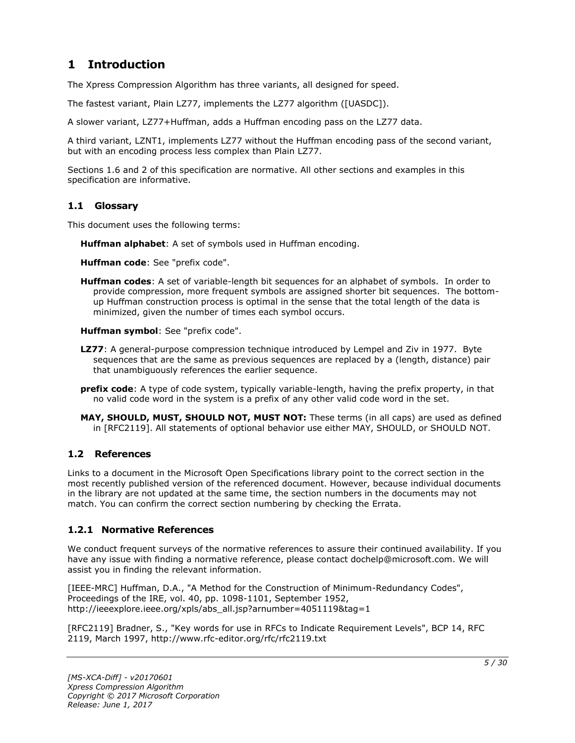# 1 Introduction

The Xpress Compression Algorithm has three variants, all designed for speed.

The fastest variant, Plain LZ77, implements the LZ77 algorithm ([UASDC]).

A slower variant, LZ77+Huffman, adds a Huffman encoding pass on the LZ77 data.

A third variant, LZNT1, implements LZ77 without the Huffman encoding pass of the second variant, but with an encoding process less complex than Plain LZ77.

Sections 1.6 and 2 of this specification are normative. All other sections and examples in this specification are informative.

## 1.1 Glossary

This document uses the following terms:

**Huffman alphabet**: A set of symbols used in Huffman encoding.

**Huffman code**: See "prefix code".

**Huffman codes**: A set of variable-length bit sequences for an alphabet of symbols. In order to provide compression, more frequent symbols are assigned shorter bit sequences. The bottom-up Huffman construction process is optimal in the sense that the total length of the data is minimized, given the number of times each symbol occurs.

**Huffman symbol**: See "prefix code".

**LZ77**: A general-purpose compression technique introduced by Lempel and Ziv in 1977. Byte sequences that are the same as previous sequences are replaced by a (length, distance) pair that unambiguously references the earlier sequence.

**prefix code**: A type of code system, typically variable-length, having the prefix property, in that no valid code word in the system is a prefix of any other valid code word in the set.

**MAY, SHOULD, MUST, SHOULD NOT, MUST NOT:** These terms (in all caps) are used as defined in [RFC2119]. All statements of optional behavior use either MAY, SHOULD, or SHOULD NOT.

## 1.2 References

Links to a document in the Microsoft Open Specifications library point to the correct section in the most recently published version of the referenced document. However, because individual documents in the library are not updated at the same time, the section numbers in the documents may not match. You can confirm the correct section numbering by checking the Errata.

### 1.2.1 Normative References

We conduct frequent surveys of the normative references to assure their continued availability. If you have any issue with finding a normative reference, please contact dochelp@microsoft.com. We will assist you in finding the relevant information.

[IEEE-MRC] Huffman, D.A., "A Method for the Construction of Minimum-Redundancy Codes", Proceedings of the IRE, vol. 40, pp. 1098-1101, September 1952, http://ieeexplore.ieee.org/xpls/abs_all.jsp?arnumber=4051119&tag=1

[RFC2119] Bradner, S., "Key words for use in RFCs to Indicate Requirement Levels", BCP 14, RFC 2119, March 1997, http://www.rfc-editor.org/rfc/rfc2119.txt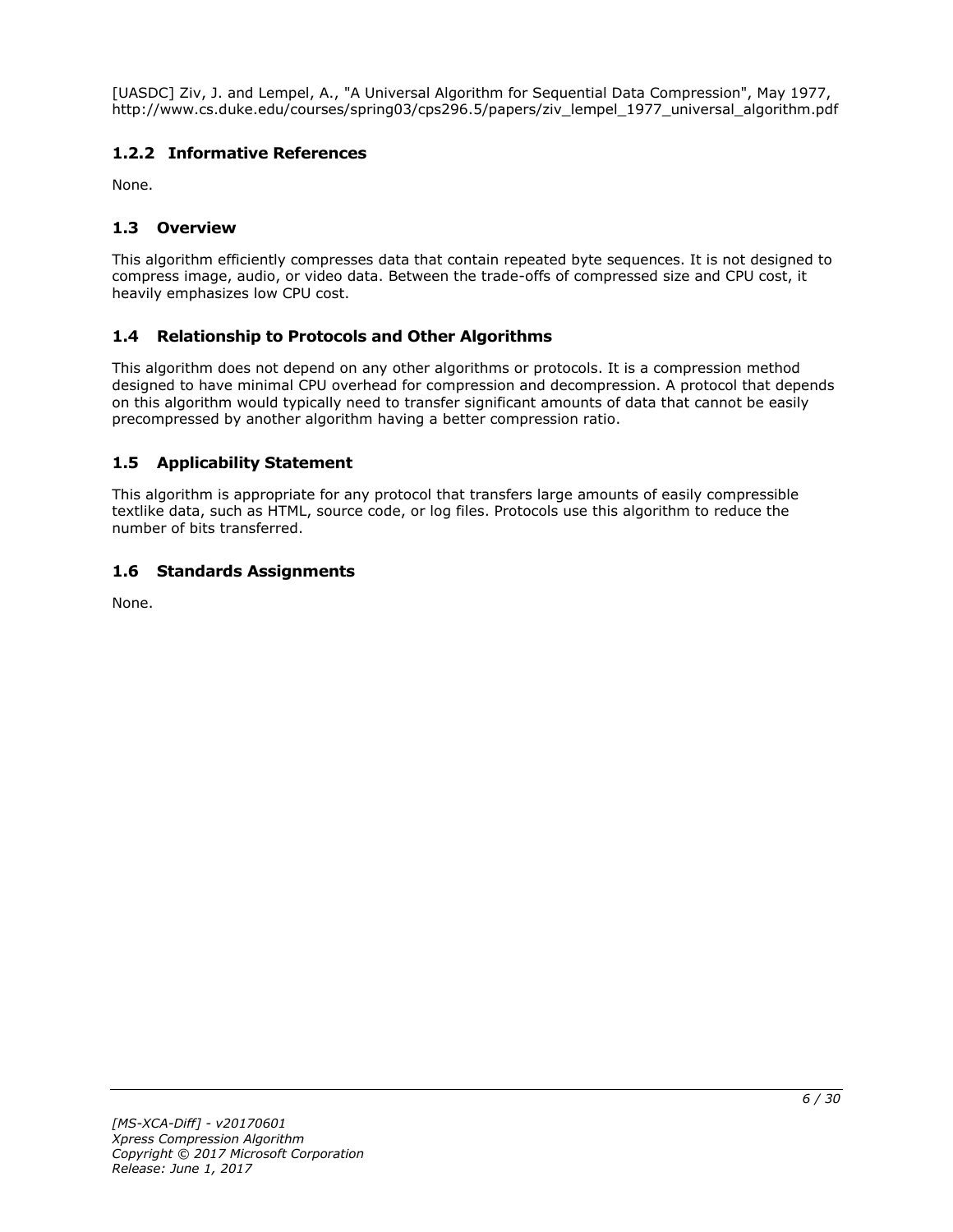[UASDC] Ziv, J. and Lempel, A., "A Universal Algorithm for Sequential Data Compression", May 1977, http://www.cs.duke.edu/courses/spring03/cps296.5/papers/ziv_lempel_1977_universal_algorithm.pdf

### 1.2.2 Informative References

None.

## 1.3 Overview

This algorithm efficiently compresses data that contain repeated byte sequences. It is not designed to compress image, audio, or video data. Between the trade-offs of compressed size and CPU cost, it heavily emphasizes low CPU cost.

## 1.4 Relationship to Protocols and Other Algorithms

This algorithm does not depend on any other algorithms or protocols. It is a compression method designed to have minimal CPU overhead for compression and decompression. A protocol that depends on this algorithm would typically need to transfer significant amounts of data that cannot be easily precompressed by another algorithm having a better compression ratio.

## 1.5 Applicability Statement

This algorithm is appropriate for any protocol that transfers large amounts of easily compressible textlike data, such as HTML, source code, or log files. Protocols use this algorithm to reduce the number of bits transferred.

## 1.6 Standards Assignments

None.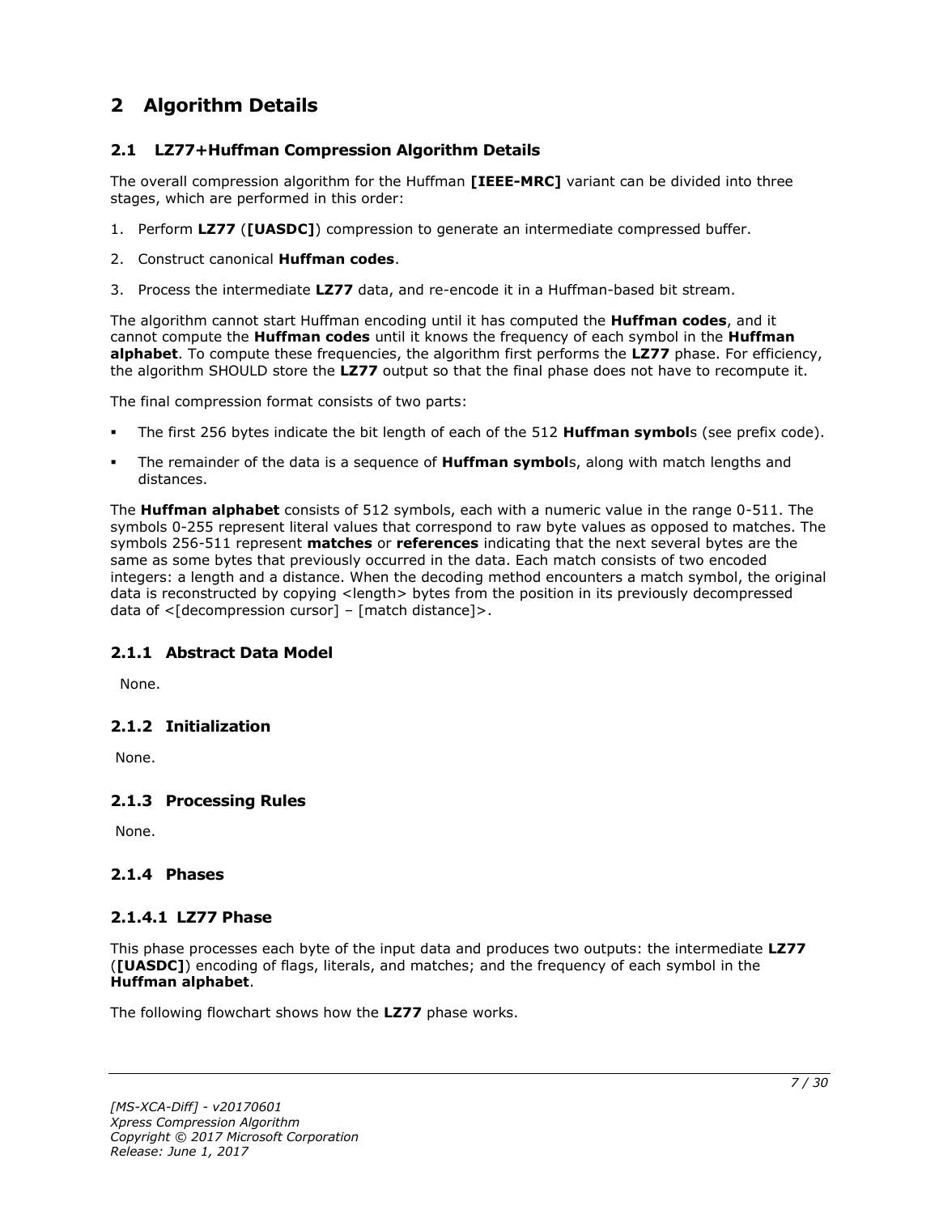# 2 Algorithm Details

## 2.1 LZ77+Huffman Compression Algorithm Details

The overall compression algorithm for the Huffman **[IEEE-MRC]** variant can be divided into three stages, which are performed in this order:

1. Perform **LZ77** (**[UASDC]**) compression to generate an intermediate compressed buffer.
2. Construct canonical **Huffman codes**.
3. Process the intermediate **LZ77** data, and re-encode it in a Huffman-based bit stream.

The algorithm cannot start Huffman encoding until it has computed the **Huffman codes**, and it cannot compute the **Huffman codes** until it knows the frequency of each symbol in the **Huffman alphabet**. To compute these frequencies, the algorithm first performs the **LZ77** phase. For efficiency, the algorithm SHOULD store the **LZ77** output so that the final phase does not have to recompute it.

The final compression format consists of two parts:

- The first 256 bytes indicate the bit length of each of the 512 **Huffman symbol**s (see prefix code).
- The remainder of the data is a sequence of **Huffman symbol**s, along with match lengths and distances.

The **Huffman alphabet** consists of 512 symbols, each with a numeric value in the range 0-511. The symbols 0-255 represent literal values that correspond to raw byte values as opposed to matches. The symbols 256-511 represent **matches** or **references** indicating that the next several bytes are the same as some bytes that previously occurred in the data. Each match consists of two encoded integers: a length and a distance. When the decoding method encounters a match symbol, the original data is reconstructed by copying <length> bytes from the position in its previously decompressed data of <[decompression cursor] – [match distance]>.

### 2.1.1 Abstract Data Model

None.

### 2.1.2 Initialization

None.

### 2.1.3 Processing Rules

None.

### 2.1.4 Phases

#### 2.1.4.1 LZ77 Phase

This phase processes each byte of the input data and produces two outputs: the intermediate **LZ77** (**[UASDC]**) encoding of flags, literals, and matches; and the frequency of each symbol in the **Huffman alphabet**.

The following flowchart shows how the **LZ77** phase works.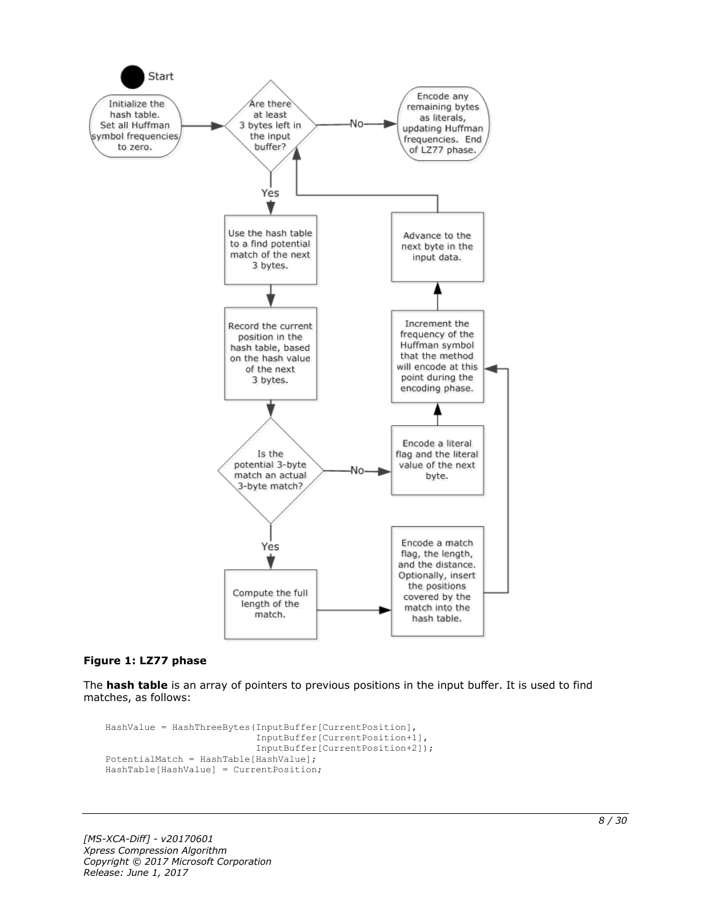**Figure 1: LZ77 phase**

The **hash table** is an array of pointers to previous positions in the input buffer. It is used to find matches, as follows:

```
HashValue = HashThreeBytes(InputBuffer[CurrentPosition],
                           InputBuffer[CurrentPosition+1],
                           InputBuffer[CurrentPosition+2]);
PotentialMatch = HashTable[HashValue];
HashTable[HashValue] = CurrentPosition;
```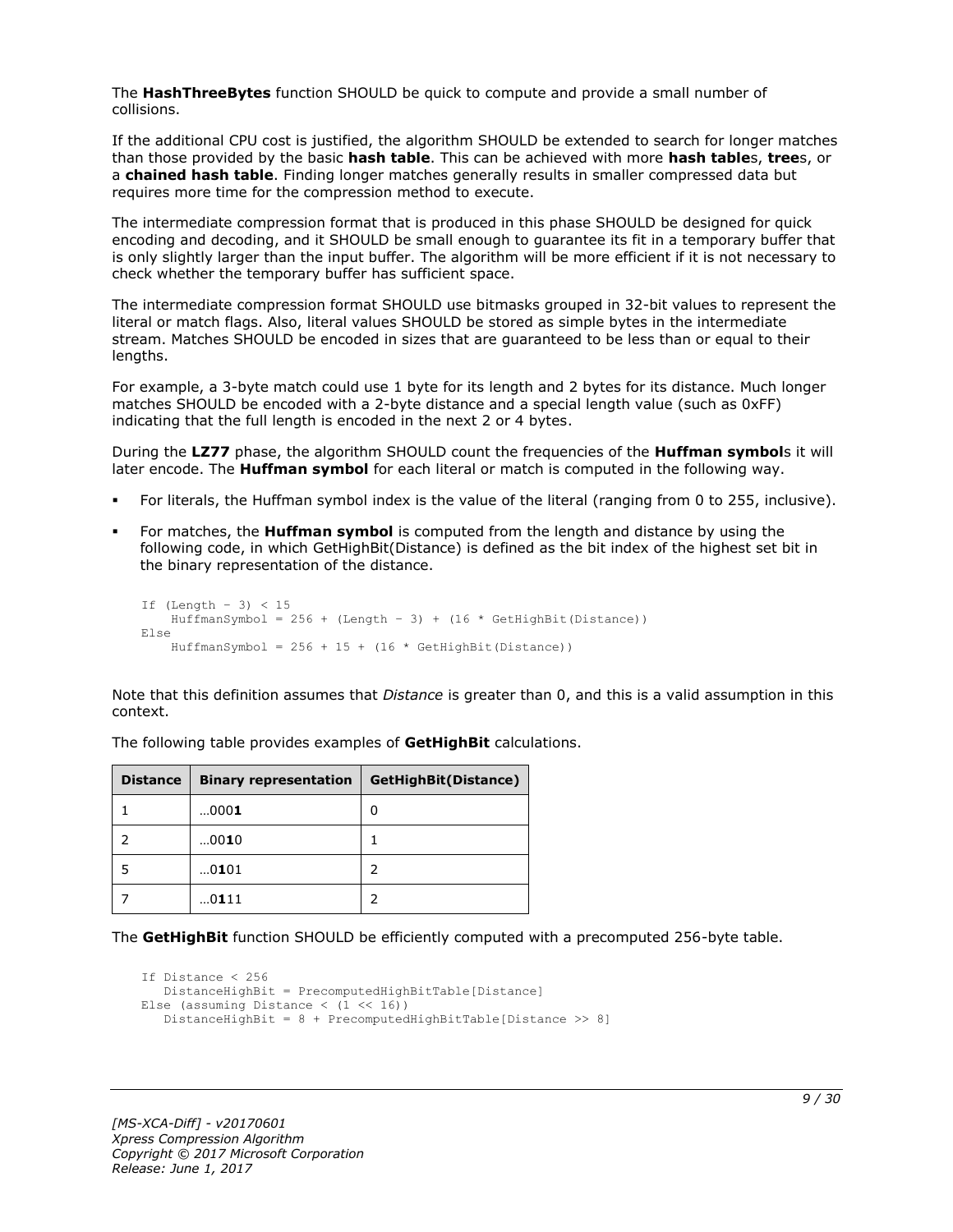The **HashThreeBytes** function SHOULD be quick to compute and provide a small number of collisions.

If the additional CPU cost is justified, the algorithm SHOULD be extended to search for longer matches than those provided by the basic **hash table**. This can be achieved with more **hash table**s, **tree**s, or a **chained hash table**. Finding longer matches generally results in smaller compressed data but requires more time for the compression method to execute.

The intermediate compression format that is produced in this phase SHOULD be designed for quick encoding and decoding, and it SHOULD be small enough to guarantee its fit in a temporary buffer that is only slightly larger than the input buffer. The algorithm will be more efficient if it is not necessary to check whether the temporary buffer has sufficient space.

The intermediate compression format SHOULD use bitmasks grouped in 32-bit values to represent the literal or match flags. Also, literal values SHOULD be stored as simple bytes in the intermediate stream. Matches SHOULD be encoded in sizes that are guaranteed to be less than or equal to their lengths.

For example, a 3-byte match could use 1 byte for its length and 2 bytes for its distance. Much longer matches SHOULD be encoded with a 2-byte distance and a special length value (such as 0xFF) indicating that the full length is encoded in the next 2 or 4 bytes.

During the **LZ77** phase, the algorithm SHOULD count the frequencies of the **Huffman symbol**s it will later encode. The **Huffman symbol** for each literal or match is computed in the following way.

- For literals, the Huffman symbol index is the value of the literal (ranging from 0 to 255, inclusive).
- For matches, the **Huffman symbol** is computed from the length and distance by using the following code, in which GetHighBit(Distance) is defined as the bit index of the highest set bit in the binary representation of the distance.

```
If (Length - 3) < 15
    HuffmanSymbol = 256 + (Length - 3) + (16 * GetHighBit(Distance))
Else
    HuffmanSymbol = 256 + 15 + (16 * GetHighBit(Distance))
```

Note that this definition assumes that *Distance* is greater than 0, and this is a valid assumption in this context.

The following table provides examples of **GetHighBit** calculations.

| Distance | Binary representation | GetHighBit(Distance) |
|---|---|---|
| 1 | …000**1** | 0 |
| 2 | …00**1**0 | 1 |
| 5 | …0**1**01 | 2 |
| 7 | …0**1**11 | 2 |

The **GetHighBit** function SHOULD be efficiently computed with a precomputed 256-byte table.

```
If Distance < 256
   DistanceHighBit = PrecomputedHighBitTable[Distance]
Else (assuming Distance < (1 << 16))
   DistanceHighBit = 8 + PrecomputedHighBitTable[Distance >> 8]
```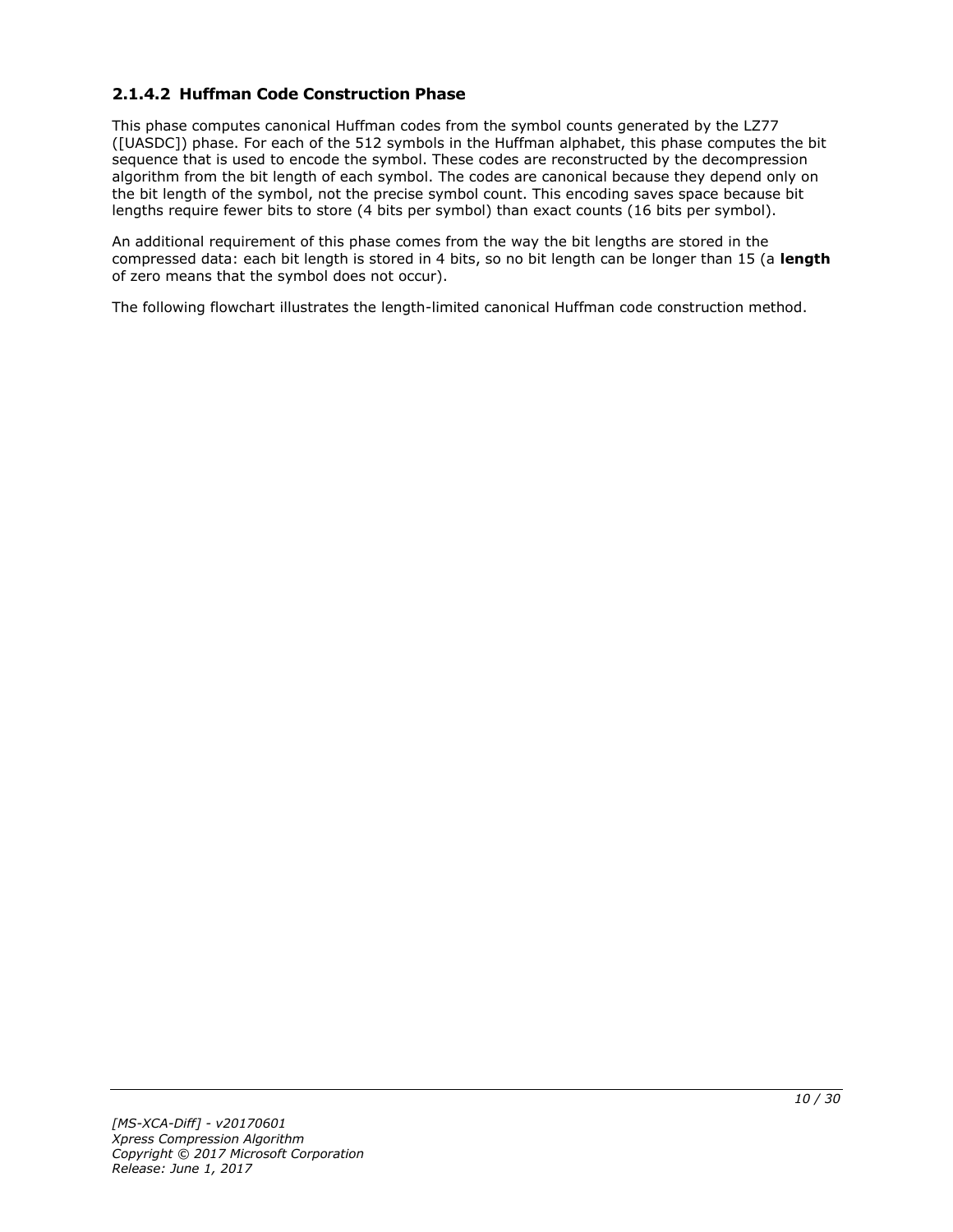### 2.1.4.2 Huffman Code Construction Phase

This phase computes canonical Huffman codes from the symbol counts generated by the LZ77 ([UASDC]) phase. For each of the 512 symbols in the Huffman alphabet, this phase computes the bit sequence that is used to encode the symbol. These codes are reconstructed by the decompression algorithm from the bit length of each symbol. The codes are canonical because they depend only on the bit length of the symbol, not the precise symbol count. This encoding saves space because bit lengths require fewer bits to store (4 bits per symbol) than exact counts (16 bits per symbol).

An additional requirement of this phase comes from the way the bit lengths are stored in the compressed data: each bit length is stored in 4 bits, so no bit length can be longer than 15 (a **length** of zero means that the symbol does not occur).

The following flowchart illustrates the length-limited canonical Huffman code construction method.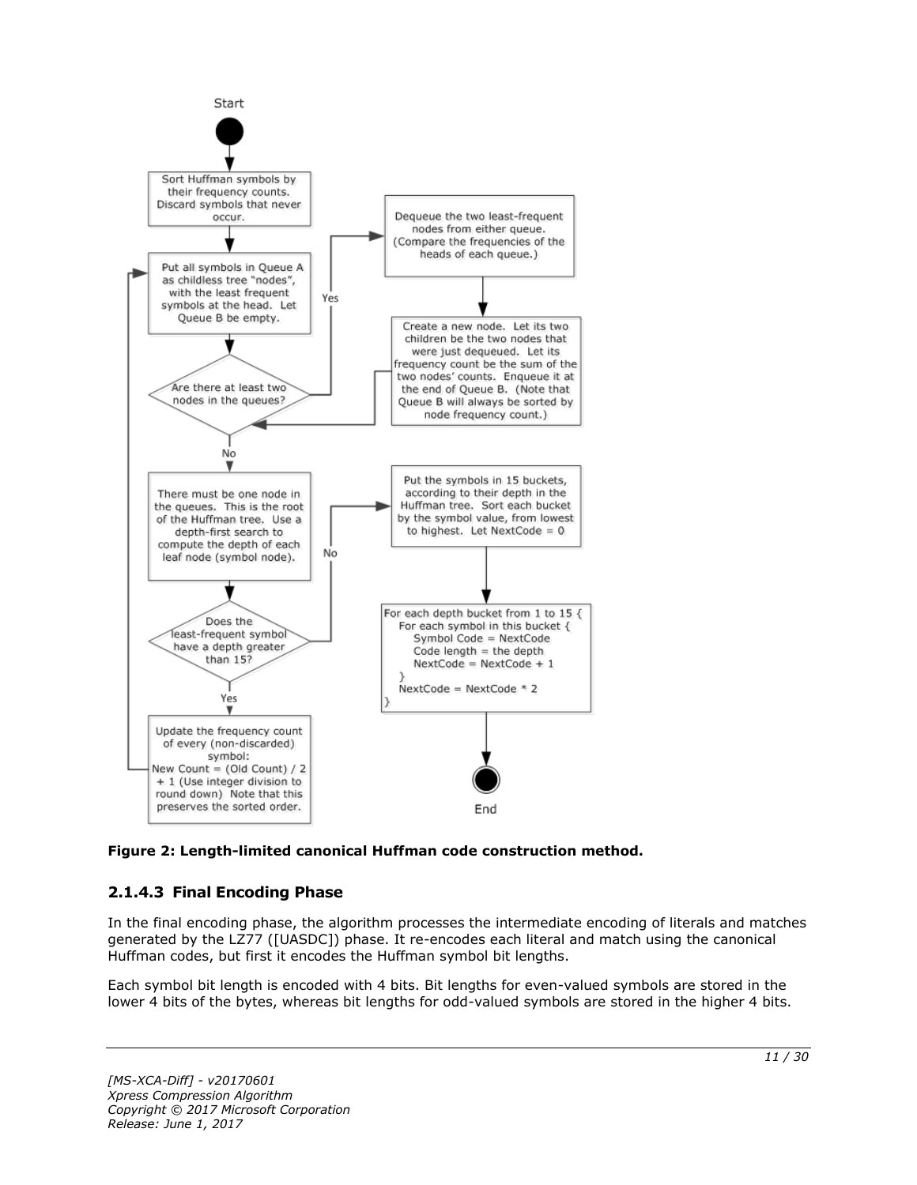Start

Sort Huffman symbols by their frequency counts. Discard symbols that never occur.

Put all symbols in Queue A as childless tree "nodes", with the least frequent symbols at the head. Let Queue B be empty.

Are there at least two nodes in the queues?

Yes

Dequeue the two least-frequent nodes from either queue. (Compare the frequencies of the heads of each queue.)

Create a new node. Let its two children be the two nodes that were just dequeued. Let its frequency count be the sum of the two nodes' counts. Enqueue it at the end of Queue B. (Note that Queue B will always be sorted by node frequency count.)

No

There must be one node in the queues. This is the root of the Huffman tree. Use a depth-first search to compute the depth of each leaf node (symbol node).

Does the least-frequent symbol have a depth greater than 15?

Yes

Update the frequency count of every (non-discarded) symbol: New Count = (Old Count) / 2 + 1 (Use integer division to round down) Note that this preserves the sorted order.

No

Put the symbols in 15 buckets, according to their depth in the Huffman tree. Sort each bucket by the symbol value, from lowest to highest. Let NextCode = 0

```
For each depth bucket from 1 to 15 {
   For each symbol in this bucket {
      Symbol Code = NextCode
      Code length = the depth
      NextCode = NextCode + 1
   }
   NextCode = NextCode * 2
}
```

End

**Figure 2: Length-limited canonical Huffman code construction method.**

### 2.1.4.3 Final Encoding Phase

In the final encoding phase, the algorithm processes the intermediate encoding of literals and matches generated by the LZ77 ([UASDC]) phase. It re-encodes each literal and match using the canonical Huffman codes, but first it encodes the Huffman symbol bit lengths.

Each symbol bit length is encoded with 4 bits. Bit lengths for even-valued symbols are stored in the lower 4 bits of the bytes, whereas bit lengths for odd-valued symbols are stored in the higher 4 bits.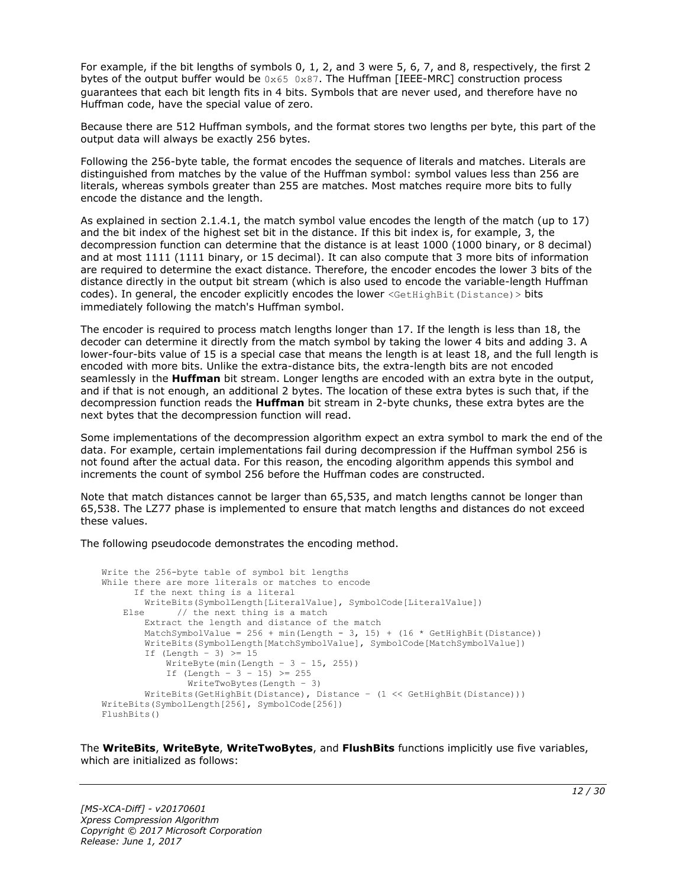For example, if the bit lengths of symbols 0, 1, 2, and 3 were 5, 6, 7, and 8, respectively, the first 2 bytes of the output buffer would be `0x65 0x87`. The Huffman [IEEE-MRC] construction process guarantees that each bit length fits in 4 bits. Symbols that are never used, and therefore have no Huffman code, have the special value of zero.

Because there are 512 Huffman symbols, and the format stores two lengths per byte, this part of the output data will always be exactly 256 bytes.

Following the 256-byte table, the format encodes the sequence of literals and matches. Literals are distinguished from matches by the value of the Huffman symbol: symbol values less than 256 are literals, whereas symbols greater than 255 are matches. Most matches require more bits to fully encode the distance and the length.

As explained in section 2.1.4.1, the match symbol value encodes the length of the match (up to 17) and the bit index of the highest set bit in the distance. If this bit index is, for example, 3, the decompression function can determine that the distance is at least 1000 (1000 binary, or 8 decimal) and at most 1111 (1111 binary, or 15 decimal). It can also compute that 3 more bits of information are required to determine the exact distance. Therefore, the encoder encodes the lower 3 bits of the distance directly in the output bit stream (which is also used to encode the variable-length Huffman codes). In general, the encoder explicitly encodes the lower `<GetHighBit(Distance)>` bits immediately following the match's Huffman symbol.

The encoder is required to process match lengths longer than 17. If the length is less than 18, the decoder can determine it directly from the match symbol by taking the lower 4 bits and adding 3. A lower-four-bits value of 15 is a special case that means the length is at least 18, and the full length is encoded with more bits. Unlike the extra-distance bits, the extra-length bits are not encoded seamlessly in the **Huffman** bit stream. Longer lengths are encoded with an extra byte in the output, and if that is not enough, an additional 2 bytes. The location of these extra bytes is such that, if the decompression function reads the **Huffman** bit stream in 2-byte chunks, these extra bytes are the next bytes that the decompression function will read.

Some implementations of the decompression algorithm expect an extra symbol to mark the end of the data. For example, certain implementations fail during decompression if the Huffman symbol 256 is not found after the actual data. For this reason, the encoding algorithm appends this symbol and increments the count of symbol 256 before the Huffman codes are constructed.

Note that match distances cannot be larger than 65,535, and match lengths cannot be longer than 65,538. The LZ77 phase is implemented to ensure that match lengths and distances do not exceed these values.

The following pseudocode demonstrates the encoding method.

```
Write the 256-byte table of symbol bit lengths
While there are more literals or matches to encode
      If the next thing is a literal
        WriteBits(SymbolLength[LiteralValue], SymbolCode[LiteralValue])
    Else      // the next thing is a match
        Extract the length and distance of the match
        MatchSymbolValue = 256 + min(Length - 3, 15) + (16 * GetHighBit(Distance))
        WriteBits(SymbolLength[MatchSymbolValue], SymbolCode[MatchSymbolValue])
        If (Length - 3) >= 15
            WriteByte(min(Length - 3 - 15, 255))
            If (Length - 3 - 15) >= 255
                WriteTwoBytes(Length - 3)
        WriteBits(GetHighBit(Distance), Distance - (1 << GetHighBit(Distance)))
WriteBits(SymbolLength[256], SymbolCode[256])
FlushBits()
```

The **WriteBits**, **WriteByte**, **WriteTwoBytes**, and **FlushBits** functions implicitly use five variables, which are initialized as follows: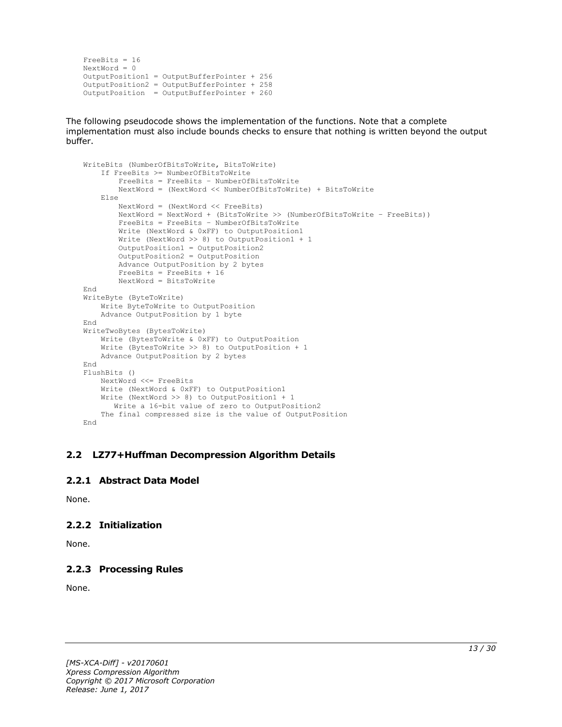```
FreeBits = 16
NextWord = 0
OutputPosition1 = OutputBufferPointer + 256
OutputPosition2 = OutputBufferPointer + 258
OutputPosition  = OutputBufferPointer + 260
```

The following pseudocode shows the implementation of the functions. Note that a complete implementation must also include bounds checks to ensure that nothing is written beyond the output buffer.

```
WriteBits (NumberOfBitsToWrite, BitsToWrite)
    If FreeBits >= NumberOfBitsToWrite
        FreeBits = FreeBits – NumberOfBitsToWrite
        NextWord = (NextWord << NumberOfBitsToWrite) + BitsToWrite
    Else
        NextWord = (NextWord << FreeBits)
        NextWord = NextWord + (BitsToWrite >> (NumberOfBitsToWrite – FreeBits))
        FreeBits = FreeBits – NumberOfBitsToWrite
        Write (NextWord & 0xFF) to OutputPosition1
        Write (NextWord >> 8) to OutputPosition1 + 1
        OutputPosition1 = OutputPosition2
        OutputPosition2 = OutputPosition
        Advance OutputPosition by 2 bytes
        FreeBits = FreeBits + 16
        NextWord = BitsToWrite
End
WriteByte (ByteToWrite)
    Write ByteToWrite to OutputPosition
    Advance OutputPosition by 1 byte
End
WriteTwoBytes (BytesToWrite)
    Write (BytesToWrite & 0xFF) to OutputPosition
    Write (BytesToWrite >> 8) to OutputPosition + 1
    Advance OutputPosition by 2 bytes
End
FlushBits ()
    NextWord <<= FreeBits
    Write (NextWord & 0xFF) to OutputPosition1
    Write (NextWord >> 8) to OutputPosition1 + 1
       Write a 16-bit value of zero to OutputPosition2
    The final compressed size is the value of OutputPosition
End
```

## 2.2 LZ77+Huffman Decompression Algorithm Details

### 2.2.1 Abstract Data Model

None.

### 2.2.2 Initialization

None.

### 2.2.3 Processing Rules

None.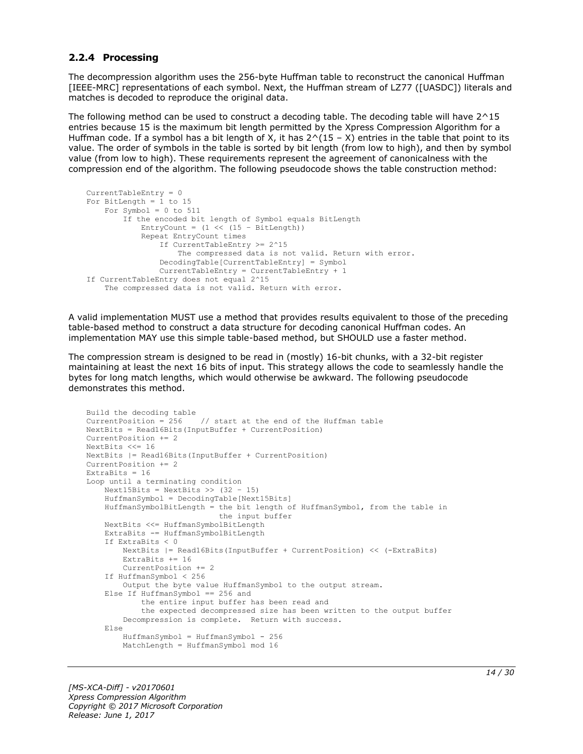### 2.2.4 Processing

The decompression algorithm uses the 256-byte Huffman table to reconstruct the canonical Huffman [IEEE-MRC] representations of each symbol. Next, the Huffman stream of LZ77 ([UASDC]) literals and matches is decoded to reproduce the original data.

The following method can be used to construct a decoding table. The decoding table will have $2^{15}$ entries because 15 is the maximum bit length permitted by the Xpress Compression Algorithm for a Huffman code. If a symbol has a bit length of X, it has $2^{(15 - X)}$ entries in the table that point to its value. The order of symbols in the table is sorted by bit length (from low to high), and then by symbol value (from low to high). These requirements represent the agreement of canonicalness with the compression end of the algorithm. The following pseudocode shows the table construction method:

```
CurrentTableEntry = 0
For BitLength = 1 to 15
    For Symbol = 0 to 511
        If the encoded bit length of Symbol equals BitLength
            EntryCount = (1 << (15 - BitLength))
            Repeat EntryCount times
                If CurrentTableEntry >= 2^15
                    The compressed data is not valid. Return with error.
                DecodingTable[CurrentTableEntry] = Symbol
                CurrentTableEntry = CurrentTableEntry + 1
If CurrentTableEntry does not equal 2^15
    The compressed data is not valid. Return with error.
```

A valid implementation MUST use a method that provides results equivalent to those of the preceding table-based method to construct a data structure for decoding canonical Huffman codes. An implementation MAY use this simple table-based method, but SHOULD use a faster method.

The compression stream is designed to be read in (mostly) 16-bit chunks, with a 32-bit register maintaining at least the next 16 bits of input. This strategy allows the code to seamlessly handle the bytes for long match lengths, which would otherwise be awkward. The following pseudocode demonstrates this method.

```
Build the decoding table
CurrentPosition = 256    // start at the end of the Huffman table
NextBits = Read16Bits(InputBuffer + CurrentPosition)
CurrentPosition += 2
NextBits <<= 16
NextBits |= Read16Bits(InputBuffer + CurrentPosition)
CurrentPosition += 2
ExtraBits = 16
Loop until a terminating condition
    Next15Bits = NextBits >> (32 - 15)
    HuffmanSymbol = DecodingTable[Next15Bits]
    HuffmanSymbolBitLength = the bit length of HuffmanSymbol, from the table in
                             the input buffer
    NextBits <<= HuffmanSymbolBitLength
    ExtraBits -= HuffmanSymbolBitLength
    If ExtraBits < 0
        NextBits |= Read16Bits(InputBuffer + CurrentPosition) << (-ExtraBits)
        ExtraBits += 16
        CurrentPosition += 2
    If HuffmanSymbol < 256
        Output the byte value HuffmanSymbol to the output stream.
    Else If HuffmanSymbol == 256 and
          the entire input buffer has been read and
          the expected decompressed size has been written to the output buffer
        Decompression is complete.  Return with success.
    Else
        HuffmanSymbol = HuffmanSymbol - 256
        MatchLength = HuffmanSymbol mod 16
```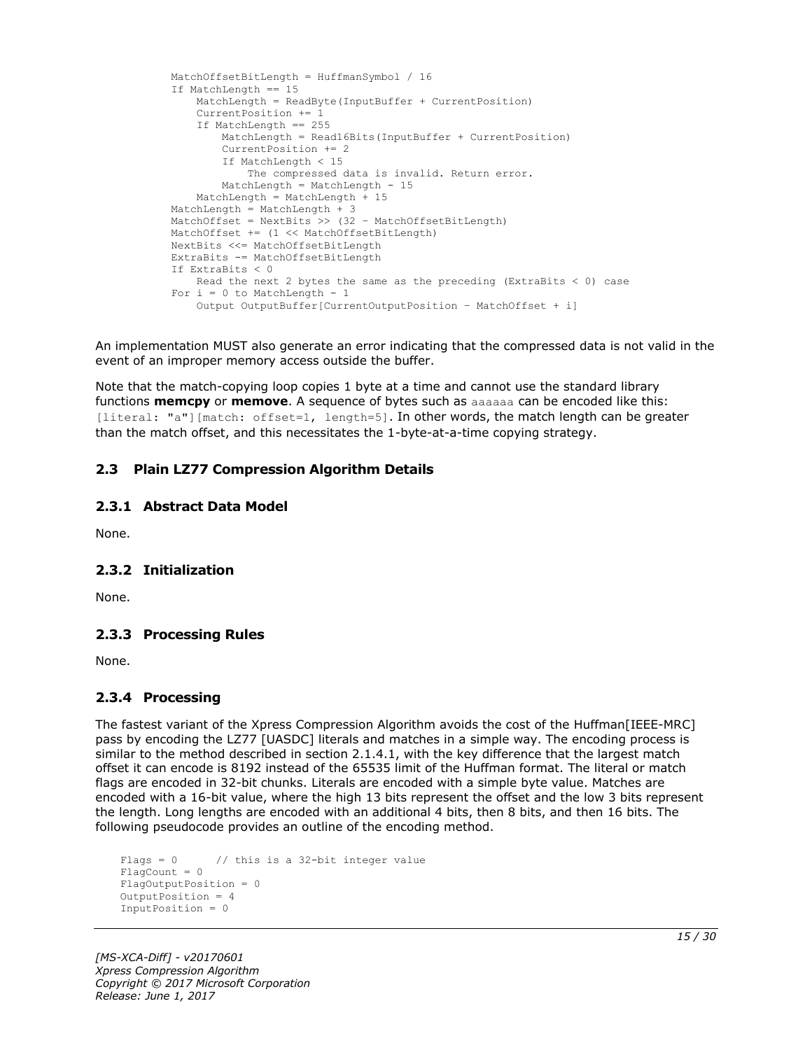```
MatchOffsetBitLength = HuffmanSymbol / 16
If MatchLength == 15
    MatchLength = ReadByte(InputBuffer + CurrentPosition)
    CurrentPosition += 1
    If MatchLength == 255
        MatchLength = Read16Bits(InputBuffer + CurrentPosition)
        CurrentPosition += 2
        If MatchLength < 15
            The compressed data is invalid. Return error.
        MatchLength = MatchLength - 15
    MatchLength = MatchLength + 15
MatchLength = MatchLength + 3
MatchOffset = NextBits >> (32 - MatchOffsetBitLength)
MatchOffset += (1 << MatchOffsetBitLength)
NextBits <<= MatchOffsetBitLength
ExtraBits -= MatchOffsetBitLength
If ExtraBits < 0
    Read the next 2 bytes the same as the preceding (ExtraBits < 0) case
For i = 0 to MatchLength - 1
    Output OutputBuffer[CurrentOutputPosition - MatchOffset + i]
```

An implementation MUST also generate an error indicating that the compressed data is not valid in the event of an improper memory access outside the buffer.

Note that the match-copying loop copies 1 byte at a time and cannot use the standard library functions **memcpy** or **memove**. A sequence of bytes such as `aaaaaa` can be encoded like this: `[literal: "a"][match: offset=1, length=5]`. In other words, the match length can be greater than the match offset, and this necessitates the 1-byte-at-a-time copying strategy.

## 2.3 Plain LZ77 Compression Algorithm Details

### 2.3.1 Abstract Data Model

None.

### 2.3.2 Initialization

None.

### 2.3.3 Processing Rules

None.

### 2.3.4 Processing

The fastest variant of the Xpress Compression Algorithm avoids the cost of the Huffman[IEEE-MRC] pass by encoding the LZ77 [UASDC] literals and matches in a simple way. The encoding process is similar to the method described in section 2.1.4.1, with the key difference that the largest match offset it can encode is 8192 instead of the 65535 limit of the Huffman format. The literal or match flags are encoded in 32-bit chunks. Literals are encoded with a simple byte value. Matches are encoded with a 16-bit value, where the high 13 bits represent the offset and the low 3 bits represent the length. Long lengths are encoded with an additional 4 bits, then 8 bits, and then 16 bits. The following pseudocode provides an outline of the encoding method.

```
Flags = 0       // this is a 32-bit integer value
FlagCount = 0
FlagOutputPosition = 0
OutputPosition = 4
InputPosition = 0
```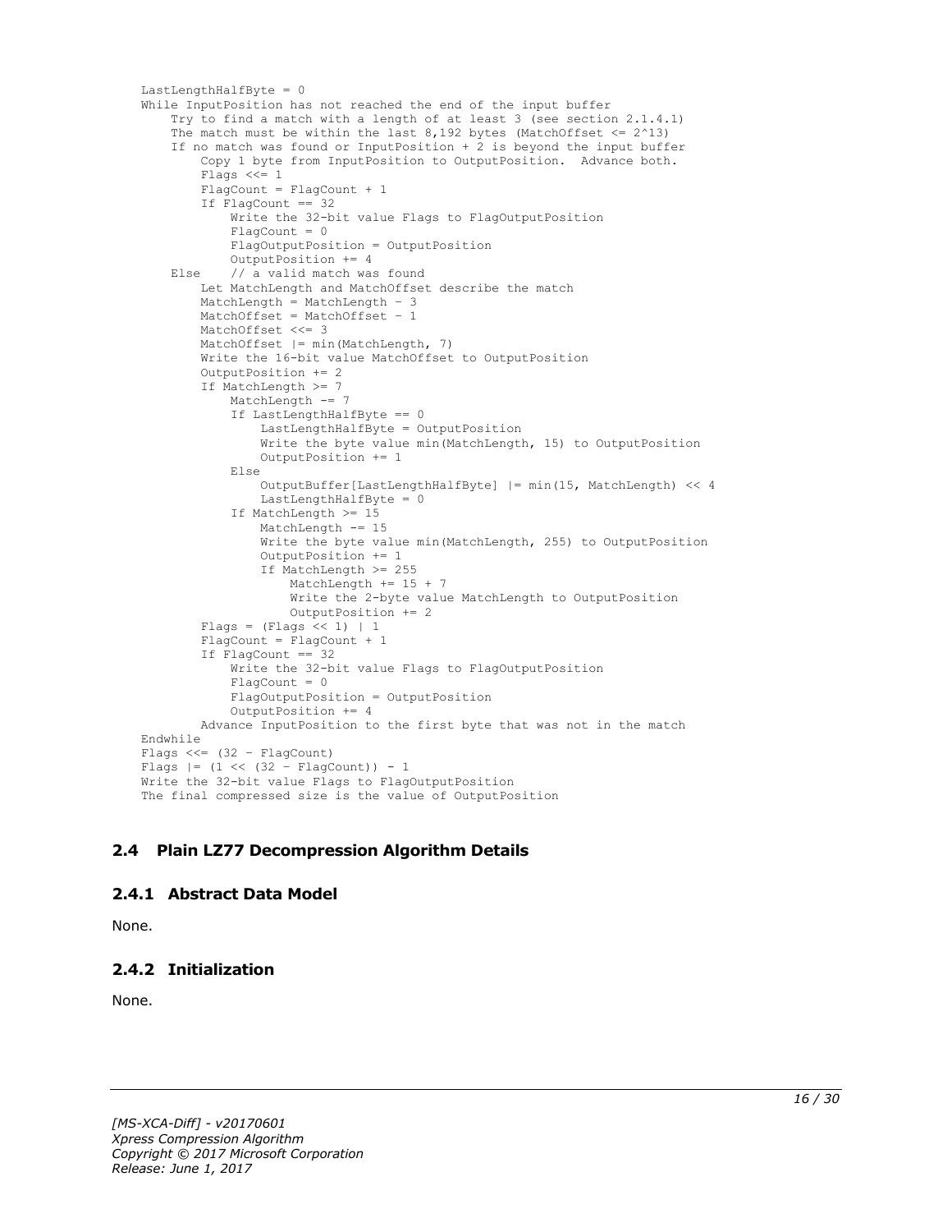```
LastLengthHalfByte = 0
While InputPosition has not reached the end of the input buffer
    Try to find a match with a length of at least 3 (see section 2.1.4.1)
    The match must be within the last 8,192 bytes (MatchOffset <= 2^13)
    If no match was found or InputPosition + 2 is beyond the input buffer
        Copy 1 byte from InputPosition to OutputPosition.  Advance both.
        Flags <<= 1
        FlagCount = FlagCount + 1
        If FlagCount == 32
            Write the 32-bit value Flags to FlagOutputPosition
            FlagCount = 0
            FlagOutputPosition = OutputPosition
            OutputPosition += 4
    Else    // a valid match was found
        Let MatchLength and MatchOffset describe the match
        MatchLength = MatchLength - 3
        MatchOffset = MatchOffset - 1
        MatchOffset <<= 3
        MatchOffset |= min(MatchLength, 7)
        Write the 16-bit value MatchOffset to OutputPosition
        OutputPosition += 2
        If MatchLength >= 7
            MatchLength -= 7
            If LastLengthHalfByte == 0
                LastLengthHalfByte = OutputPosition
                Write the byte value min(MatchLength, 15) to OutputPosition
                OutputPosition += 1
            Else
                OutputBuffer[LastLengthHalfByte] |= min(15, MatchLength) << 4
                LastLengthHalfByte = 0
            If MatchLength >= 15
                MatchLength -= 15
                Write the byte value min(MatchLength, 255) to OutputPosition
                OutputPosition += 1
                If MatchLength >= 255
                    MatchLength += 15 + 7
                    Write the 2-byte value MatchLength to OutputPosition
                    OutputPosition += 2
        Flags = (Flags << 1) | 1
        FlagCount = FlagCount + 1
        If FlagCount == 32
            Write the 32-bit value Flags to FlagOutputPosition
            FlagCount = 0
            FlagOutputPosition = OutputPosition
            OutputPosition += 4
        Advance InputPosition to the first byte that was not in the match
Endwhile
Flags <<= (32 - FlagCount)
Flags |= (1 << (32 - FlagCount)) - 1
Write the 32-bit value Flags to FlagOutputPosition
The final compressed size is the value of OutputPosition
```

## 2.4 Plain LZ77 Decompression Algorithm Details

### 2.4.1 Abstract Data Model

None.

### 2.4.2 Initialization

None.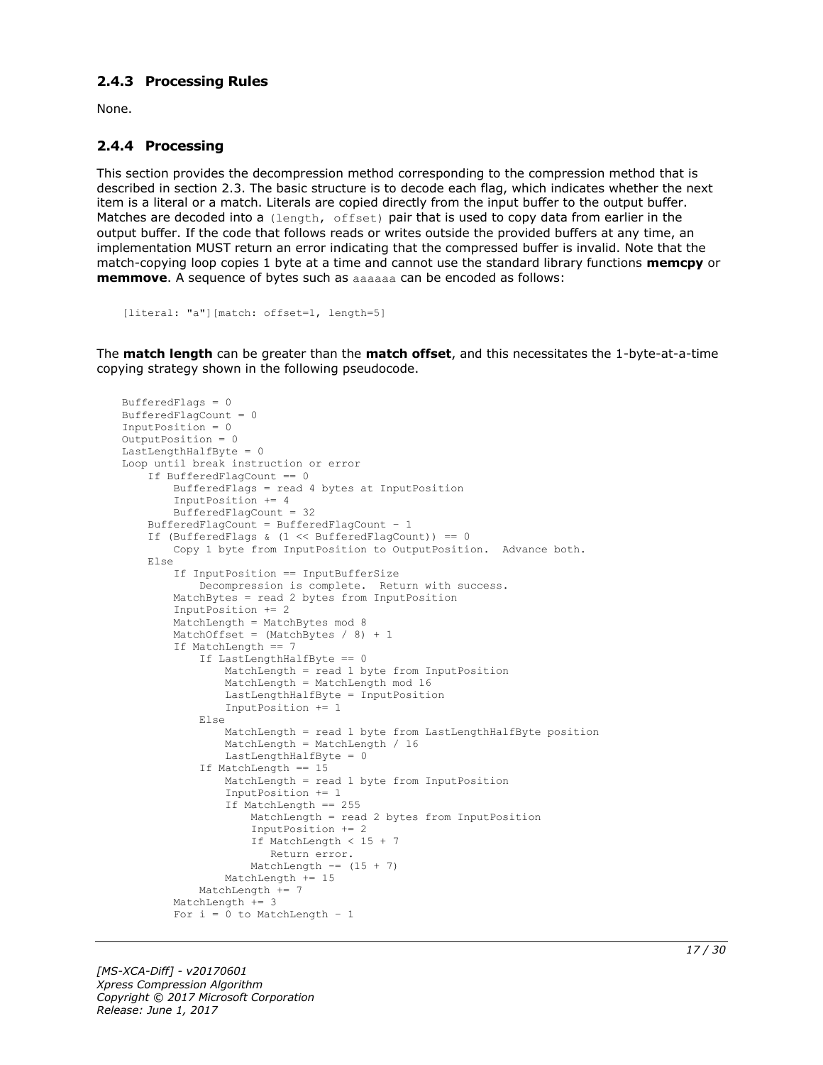### 2.4.3 Processing Rules

None.

### 2.4.4 Processing

This section provides the decompression method corresponding to the compression method that is described in section 2.3. The basic structure is to decode each flag, which indicates whether the next item is a literal or a match. Literals are copied directly from the input buffer to the output buffer. Matches are decoded into a `(length, offset)` pair that is used to copy data from earlier in the output buffer. If the code that follows reads or writes outside the provided buffers at any time, an implementation MUST return an error indicating that the compressed buffer is invalid. Note that the match-copying loop copies 1 byte at a time and cannot use the standard library functions **memcpy** or **memmove**. A sequence of bytes such as `aaaaaa` can be encoded as follows:

```
[literal: "a"][match: offset=1, length=5]
```

The **match length** can be greater than the **match offset**, and this necessitates the 1-byte-at-a-time copying strategy shown in the following pseudocode.

```
BufferedFlags = 0
BufferedFlagCount = 0
InputPosition = 0
OutputPosition = 0
LastLengthHalfByte = 0
Loop until break instruction or error
    If BufferedFlagCount == 0
        BufferedFlags = read 4 bytes at InputPosition
        InputPosition += 4
        BufferedFlagCount = 32
    BufferedFlagCount = BufferedFlagCount - 1
    If (BufferedFlags & (1 << BufferedFlagCount)) == 0
        Copy 1 byte from InputPosition to OutputPosition.  Advance both.
    Else
        If InputPosition == InputBufferSize
            Decompression is complete.  Return with success.
        MatchBytes = read 2 bytes from InputPosition
        InputPosition += 2
        MatchLength = MatchBytes mod 8
        MatchOffset = (MatchBytes / 8) + 1
        If MatchLength == 7
            If LastLengthHalfByte == 0
                MatchLength = read 1 byte from InputPosition
                MatchLength = MatchLength mod 16
                LastLengthHalfByte = InputPosition
                InputPosition += 1
            Else
                MatchLength = read 1 byte from LastLengthHalfByte position
                MatchLength = MatchLength / 16
                LastLengthHalfByte = 0
            If MatchLength == 15
                MatchLength = read 1 byte from InputPosition
                InputPosition += 1
                If MatchLength == 255
                    MatchLength = read 2 bytes from InputPosition
                    InputPosition += 2
                    If MatchLength < 15 + 7
                       Return error.
                    MatchLength -= (15 + 7)
                MatchLength += 15
            MatchLength += 7
        MatchLength += 3
        For i = 0 to MatchLength - 1
```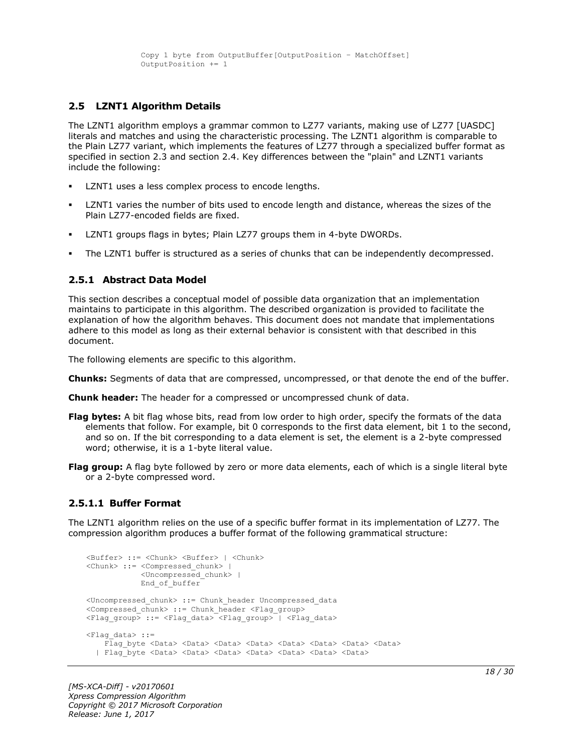```
            Copy 1 byte from OutputBuffer[OutputPosition – MatchOffset]
            OutputPosition += 1
```

## 2.5 LZNT1 Algorithm Details

The LZNT1 algorithm employs a grammar common to LZ77 variants, making use of LZ77 [UASDC] literals and matches and using the characteristic processing. The LZNT1 algorithm is comparable to the Plain LZ77 variant, which implements the features of LZ77 through a specialized buffer format as specified in section 2.3 and section 2.4. Key differences between the "plain" and LZNT1 variants include the following:

- LZNT1 uses a less complex process to encode lengths.
- LZNT1 varies the number of bits used to encode length and distance, whereas the sizes of the Plain LZ77-encoded fields are fixed.
- LZNT1 groups flags in bytes; Plain LZ77 groups them in 4-byte DWORDs.
- The LZNT1 buffer is structured as a series of chunks that can be independently decompressed.

### 2.5.1 Abstract Data Model

This section describes a conceptual model of possible data organization that an implementation maintains to participate in this algorithm. The described organization is provided to facilitate the explanation of how the algorithm behaves. This document does not mandate that implementations adhere to this model as long as their external behavior is consistent with that described in this document.

The following elements are specific to this algorithm.

**Chunks:** Segments of data that are compressed, uncompressed, or that denote the end of the buffer.

**Chunk header:** The header for a compressed or uncompressed chunk of data.

**Flag bytes:** A bit flag whose bits, read from low order to high order, specify the formats of the data elements that follow. For example, bit 0 corresponds to the first data element, bit 1 to the second, and so on. If the bit corresponding to a data element is set, the element is a 2-byte compressed word; otherwise, it is a 1-byte literal value.

**Flag group:** A flag byte followed by zero or more data elements, each of which is a single literal byte or a 2-byte compressed word.

#### 2.5.1.1 Buffer Format

The LZNT1 algorithm relies on the use of a specific buffer format in its implementation of LZ77. The compression algorithm produces a buffer format of the following grammatical structure:

```
<Buffer> ::= <Chunk> <Buffer> | <Chunk>
<Chunk> ::= <Compressed_chunk> |
            <Uncompressed_chunk> |
            End_of_buffer

<Uncompressed_chunk> ::= Chunk_header Uncompressed_data
<Compressed_chunk> ::= Chunk_header <Flag_group>
<Flag_group> ::= <Flag_data> <Flag_group> | <Flag_data>

<Flag_data> ::=
    Flag_byte <Data> <Data> <Data> <Data> <Data> <Data> <Data> <Data>
  | Flag_byte <Data> <Data> <Data> <Data> <Data> <Data> <Data>
```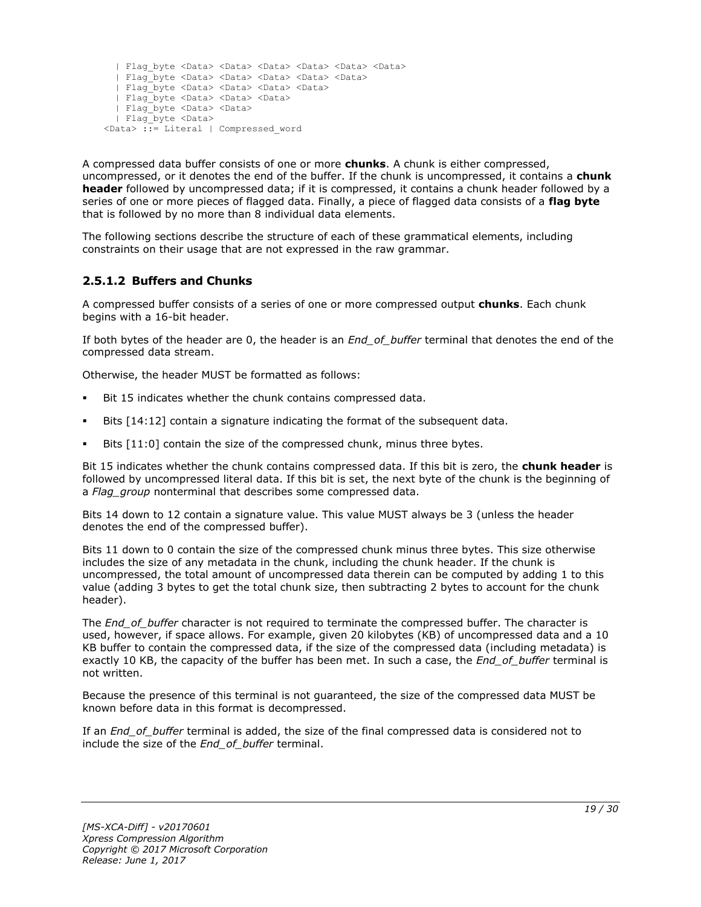```
  | Flag_byte <Data> <Data> <Data> <Data> <Data> <Data>
  | Flag_byte <Data> <Data> <Data> <Data> <Data>
  | Flag_byte <Data> <Data> <Data> <Data>
  | Flag_byte <Data> <Data> <Data>
  | Flag_byte <Data> <Data>
  | Flag_byte <Data>
<Data> ::= Literal | Compressed_word
```

A compressed data buffer consists of one or more **chunks**. A chunk is either compressed, uncompressed, or it denotes the end of the buffer. If the chunk is uncompressed, it contains a **chunk header** followed by uncompressed data; if it is compressed, it contains a chunk header followed by a series of one or more pieces of flagged data. Finally, a piece of flagged data consists of a **flag byte** that is followed by no more than 8 individual data elements.

The following sections describe the structure of each of these grammatical elements, including constraints on their usage that are not expressed in the raw grammar.

### 2.5.1.2 Buffers and Chunks

A compressed buffer consists of a series of one or more compressed output **chunks**. Each chunk begins with a 16-bit header.

If both bytes of the header are 0, the header is an *End_of_buffer* terminal that denotes the end of the compressed data stream.

Otherwise, the header MUST be formatted as follows:

- Bit 15 indicates whether the chunk contains compressed data.
- Bits [14:12] contain a signature indicating the format of the subsequent data.
- Bits [11:0] contain the size of the compressed chunk, minus three bytes.

Bit 15 indicates whether the chunk contains compressed data. If this bit is zero, the **chunk header** is followed by uncompressed literal data. If this bit is set, the next byte of the chunk is the beginning of a *Flag_group* nonterminal that describes some compressed data.

Bits 14 down to 12 contain a signature value. This value MUST always be 3 (unless the header denotes the end of the compressed buffer).

Bits 11 down to 0 contain the size of the compressed chunk minus three bytes. This size otherwise includes the size of any metadata in the chunk, including the chunk header. If the chunk is uncompressed, the total amount of uncompressed data therein can be computed by adding 1 to this value (adding 3 bytes to get the total chunk size, then subtracting 2 bytes to account for the chunk header).

The *End_of_buffer* character is not required to terminate the compressed buffer. The character is used, however, if space allows. For example, given 20 kilobytes (KB) of uncompressed data and a 10 KB buffer to contain the compressed data, if the size of the compressed data (including metadata) is exactly 10 KB, the capacity of the buffer has been met. In such a case, the *End_of_buffer* terminal is not written.

Because the presence of this terminal is not guaranteed, the size of the compressed data MUST be known before data in this format is decompressed.

If an *End_of_buffer* terminal is added, the size of the final compressed data is considered not to include the size of the *End_of_buffer* terminal.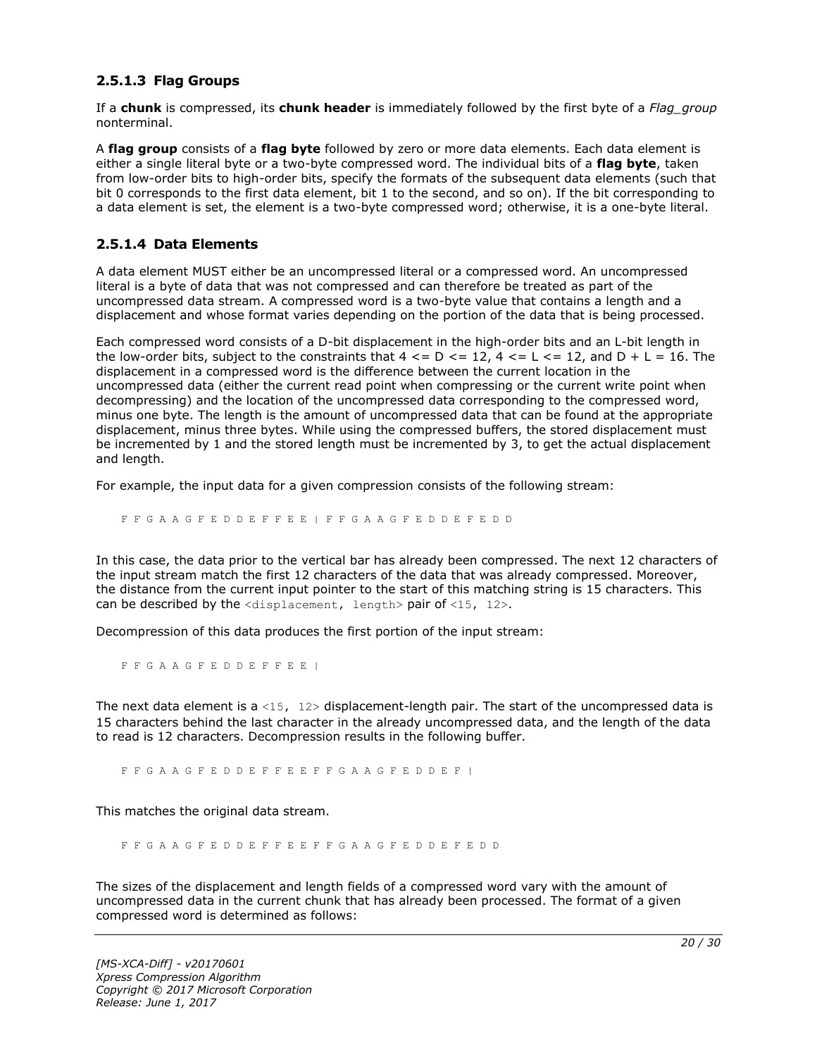### 2.5.1.3 Flag Groups

If a **chunk** is compressed, its **chunk header** is immediately followed by the first byte of a *Flag_group* nonterminal.

A **flag group** consists of a **flag byte** followed by zero or more data elements. Each data element is either a single literal byte or a two-byte compressed word. The individual bits of a **flag byte**, taken from low-order bits to high-order bits, specify the formats of the subsequent data elements (such that bit 0 corresponds to the first data element, bit 1 to the second, and so on). If the bit corresponding to a data element is set, the element is a two-byte compressed word; otherwise, it is a one-byte literal.

### 2.5.1.4 Data Elements

A data element MUST either be an uncompressed literal or a compressed word. An uncompressed literal is a byte of data that was not compressed and can therefore be treated as part of the uncompressed data stream. A compressed word is a two-byte value that contains a length and a displacement and whose format varies depending on the portion of the data that is being processed.

Each compressed word consists of a D-bit displacement in the high-order bits and an L-bit length in the low-order bits, subject to the constraints that 4 <= D <= 12, 4 <= L <= 12, and D + L = 16. The displacement in a compressed word is the difference between the current location in the uncompressed data (either the current read point when compressing or the current write point when decompressing) and the location of the uncompressed data corresponding to the compressed word, minus one byte. The length is the amount of uncompressed data that can be found at the appropriate displacement, minus three bytes. While using the compressed buffers, the stored displacement must be incremented by 1 and the stored length must be incremented by 3, to get the actual displacement and length.

For example, the input data for a given compression consists of the following stream:

```
F F G A A G F E D D E F F E E | F F G A A G F E D D E F E D D
```

In this case, the data prior to the vertical bar has already been compressed. The next 12 characters of the input stream match the first 12 characters of the data that was already compressed. Moreover, the distance from the current input pointer to the start of this matching string is 15 characters. This can be described by the `<displacement, length>` pair of `<15, 12>`.

Decompression of this data produces the first portion of the input stream:

```
F F G A A G F E D D E F F E E |
```

The next data element is a `<15, 12>` displacement-length pair. The start of the uncompressed data is 15 characters behind the last character in the already uncompressed data, and the length of the data to read is 12 characters. Decompression results in the following buffer.

```
F F G A A G F E D D E F F E E F F G A A G F E D D E F |
```

This matches the original data stream.

```
F F G A A G F E D D E F F E E F F G A A G F E D D E F E D D
```

The sizes of the displacement and length fields of a compressed word vary with the amount of uncompressed data in the current chunk that has already been processed. The format of a given compressed word is determined as follows: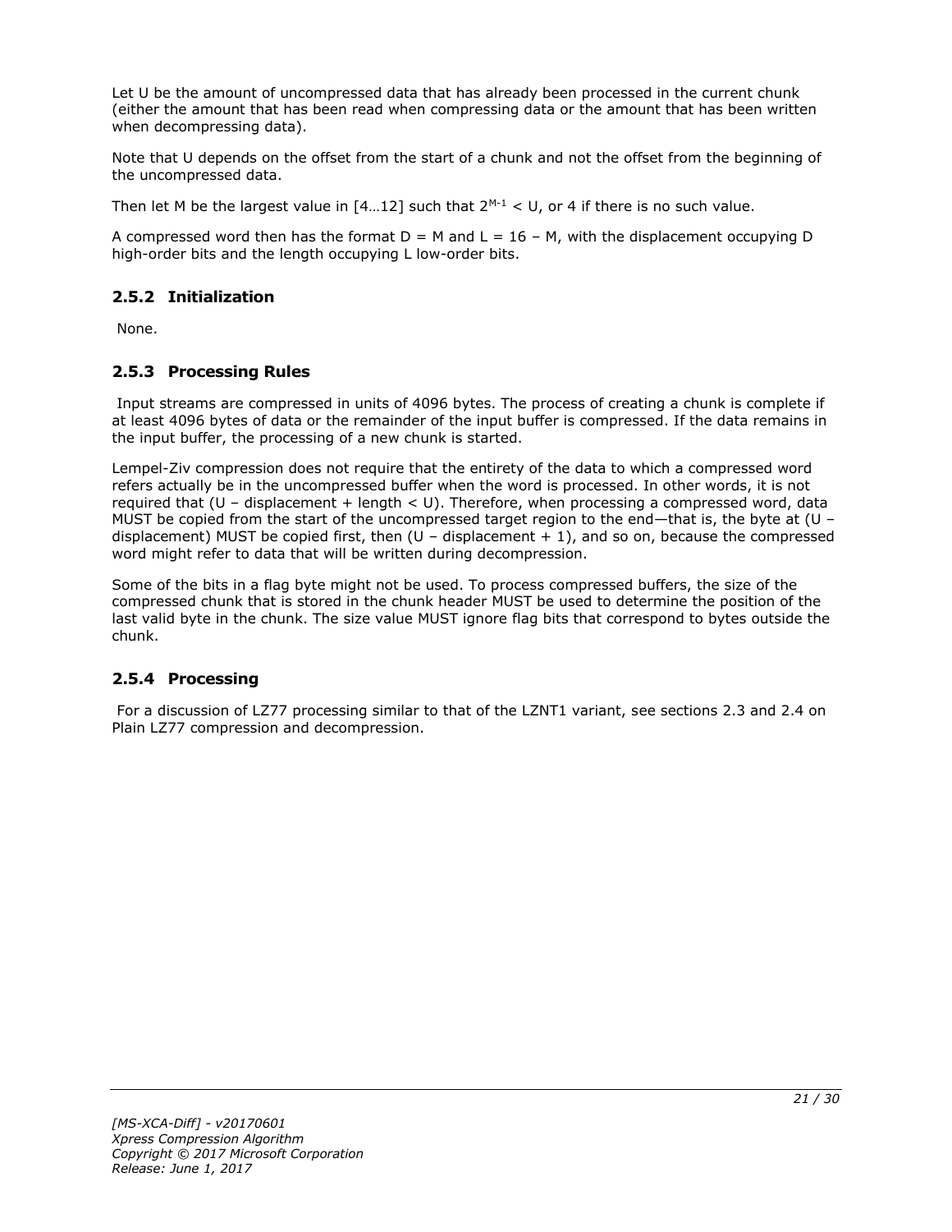Let U be the amount of uncompressed data that has already been processed in the current chunk (either the amount that has been read when compressing data or the amount that has been written when decompressing data).

Note that U depends on the offset from the start of a chunk and not the offset from the beginning of the uncompressed data.

Then let M be the largest value in [4…12] such that $2^{M-1} < U$, or 4 if there is no such value.

A compressed word then has the format $D = M$ and $L = 16 - M$, with the displacement occupying D high-order bits and the length occupying L low-order bits.

### 2.5.2 Initialization

None.

### 2.5.3 Processing Rules

Input streams are compressed in units of 4096 bytes. The process of creating a chunk is complete if at least 4096 bytes of data or the remainder of the input buffer is compressed. If the data remains in the input buffer, the processing of a new chunk is started.

Lempel-Ziv compression does not require that the entirety of the data to which a compressed word refers actually be in the uncompressed buffer when the word is processed. In other words, it is not required that (U – displacement + length < U). Therefore, when processing a compressed word, data MUST be copied from the start of the uncompressed target region to the end—that is, the byte at (U – displacement) MUST be copied first, then (U – displacement + 1), and so on, because the compressed word might refer to data that will be written during decompression.

Some of the bits in a flag byte might not be used. To process compressed buffers, the size of the compressed chunk that is stored in the chunk header MUST be used to determine the position of the last valid byte in the chunk. The size value MUST ignore flag bits that correspond to bytes outside the chunk.

### 2.5.4 Processing

For a discussion of LZ77 processing similar to that of the LZNT1 variant, see sections 2.3 and 2.4 on Plain LZ77 compression and decompression.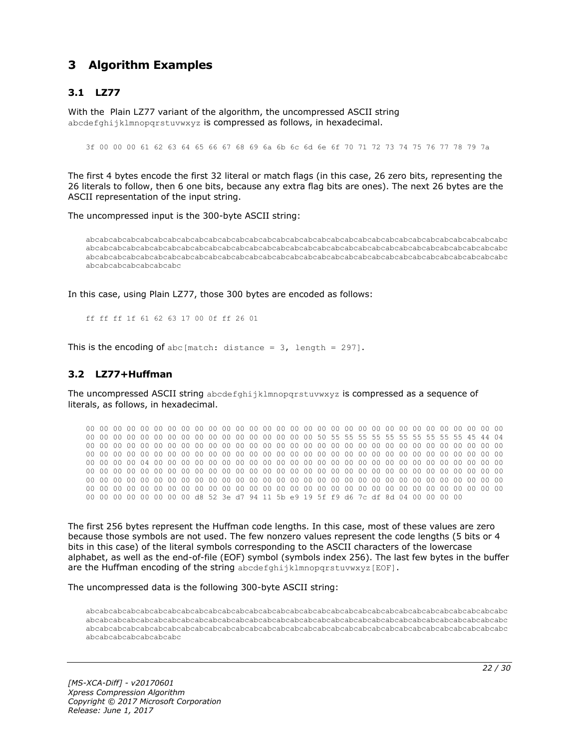# 3 Algorithm Examples

## 3.1 LZ77

With the Plain LZ77 variant of the algorithm, the uncompressed ASCII string abcdefghijklmnopqrstuvwxyz is compressed as follows, in hexadecimal.

```
3f 00 00 00 61 62 63 64 65 66 67 68 69 6a 6b 6c 6d 6e 6f 70 71 72 73 74 75 76 77 78 79 7a
```

The first 4 bytes encode the first 32 literal or match flags (in this case, 26 zero bits, representing the 26 literals to follow, then 6 one bits, because any extra flag bits are ones). The next 26 bytes are the ASCII representation of the input string.

The uncompressed input is the 300-byte ASCII string:

```
abcabcabcabcabcabcabcabcabcabcabcabcabcabcabcabcabcabcabcabcabcabcabcabcabcabcabcabcabcabcabcabcabcabc
abcabcabcabcabcabcabcabcabcabcabcabcabcabcabcabcabcabcabcabcabcabcabcabcabcabcabcabcabcabcabcabcabcabc
abcabcabcabcabcabcabcabcabcabcabcabcabcabcabcabcabcabcabcabcabcabcabcabcabcabcabcabcabcabcabcabcabcabc
abcabcabcabcabcabcabc
```

In this case, using Plain LZ77, those 300 bytes are encoded as follows:

```
ff ff ff 1f 61 62 63 17 00 0f ff 26 01
```

This is the encoding of abc[match: distance = 3, length = 297].

## 3.2 LZ77+Huffman

The uncompressed ASCII string abcdefghijklmnopqrstuvwxyz is compressed as a sequence of literals, as follows, in hexadecimal.

```
00 00 00 00 00 00 00 00 00 00 00 00 00 00 00 00 00 00 00 00 00 00 00 00 00 00 00 00 00 00 00 00
00 00 00 00 00 00 00 00 00 00 00 00 00 00 00 00 00 50 55 55 55 55 55 55 55 55 55 55 45 44 04
00 00 00 00 00 00 00 00 00 00 00 00 00 00 00 00 00 00 00 00 00 00 00 00 00 00 00 00 00 00 00 00
00 00 00 00 00 00 00 00 00 00 00 00 00 00 00 00 00 00 00 00 00 00 00 00 00 00 00 00 00 00 00 00
00 00 00 00 04 00 00 00 00 00 00 00 00 00 00 00 00 00 00 00 00 00 00 00 00 00 00 00 00 00 00 00
00 00 00 00 00 00 00 00 00 00 00 00 00 00 00 00 00 00 00 00 00 00 00 00 00 00 00 00 00 00 00 00
00 00 00 00 00 00 00 00 00 00 00 00 00 00 00 00 00 00 00 00 00 00 00 00 00 00 00 00 00 00 00 00
00 00 00 00 00 00 00 00 00 00 00 00 00 00 00 00 00 00 00 00 00 00 00 00 00 00 00 00 00 00 00 00
00 00 00 00 00 00 00 00 d8 52 3e d7 94 11 5b e9 19 5f f9 d6 7c df 8d 04 00 00 00 00
```

The first 256 bytes represent the Huffman code lengths. In this case, most of these values are zero because those symbols are not used. The few nonzero values represent the code lengths (5 bits or 4 bits in this case) of the literal symbols corresponding to the ASCII characters of the lowercase alphabet, as well as the end-of-file (EOF) symbol (symbols index 256). The last few bytes in the buffer are the Huffman encoding of the string abcdefghijklmnopqrstuvwxyz[EOF].

The uncompressed data is the following 300-byte ASCII string:

```
abcabcabcabcabcabcabcabcabcabcabcabcabcabcabcabcabcabcabcabcabcabcabcabcabcabcabcabcabcabcabcabcabcabc
abcabcabcabcabcabcabcabcabcabcabcabcabcabcabcabcabcabcabcabcabcabcabcabcabcabcabcabcabcabcabcabcabcabc
abcabcabcabcabcabcabcabcabcabcabcabcabcabcabcabcabcabcabcabcabcabcabcabcabcabcabcabcabcabcabcabcabcabc
abcabcabcabcabcabcabc
```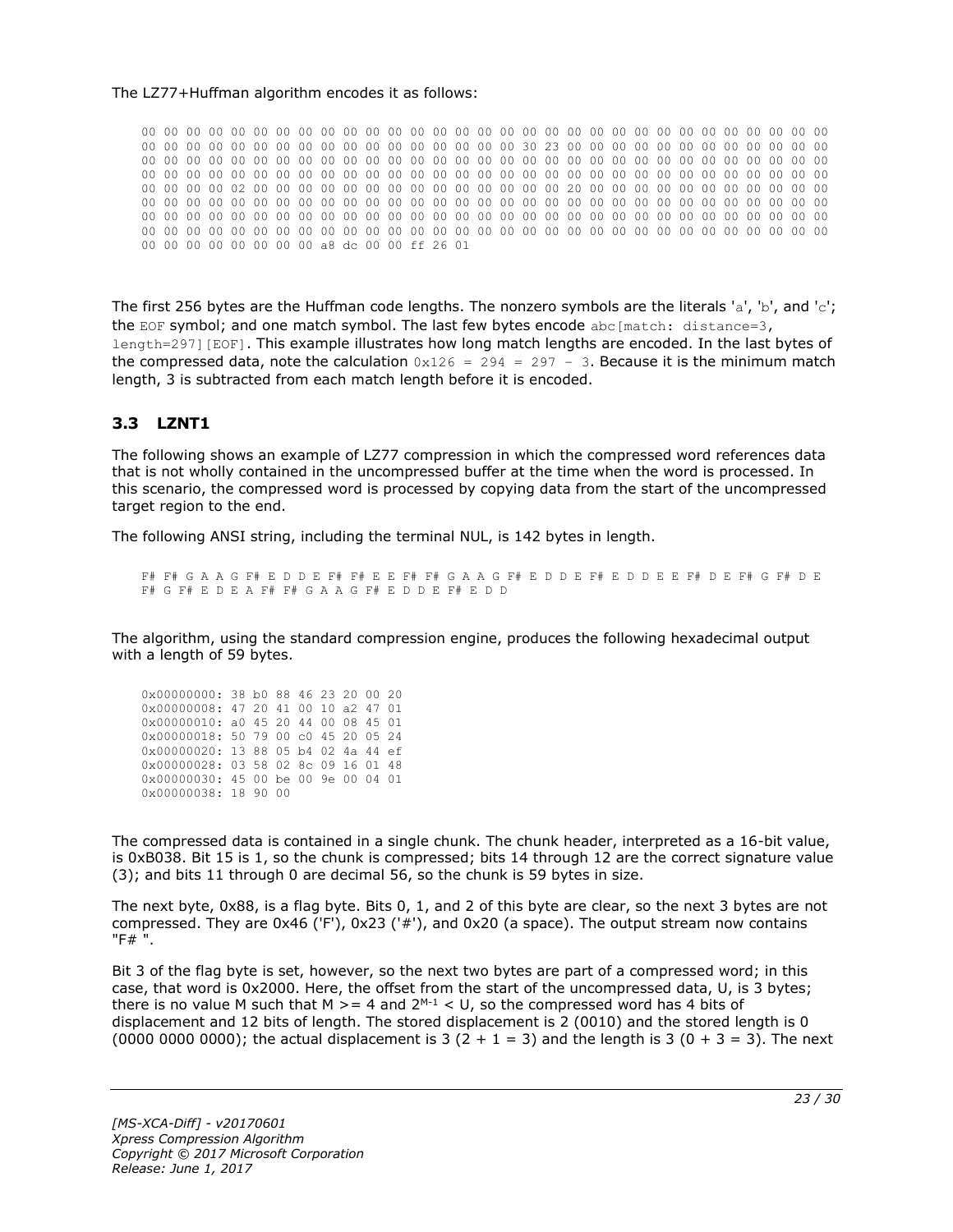The LZ77+Huffman algorithm encodes it as follows:

```
00 00 00 00 00 00 00 00 00 00 00 00 00 00 00 00 00 00 00 00 00 00 00 00 00 00 00 00 00 00 00 00
00 00 00 00 00 00 00 00 00 00 00 00 00 00 00 00 30 23 00 00 00 00 00 00 00 00 00 00 00 00 00 00
00 00 00 00 00 00 00 00 00 00 00 00 00 00 00 00 00 00 00 00 00 00 00 00 00 00 00 00 00 00 00 00
00 00 00 00 00 00 00 00 00 00 00 00 00 00 00 00 00 00 00 00 00 00 00 00 00 00 00 00 00 00 00 00
00 00 00 00 02 00 00 00 00 00 00 00 00 00 00 00 00 00 00 00 00 20 00 00 00 00 00 00 00 00 00 00
00 00 00 00 00 00 00 00 00 00 00 00 00 00 00 00 00 00 00 00 00 00 00 00 00 00 00 00 00 00 00 00
00 00 00 00 00 00 00 00 00 00 00 00 00 00 00 00 00 00 00 00 00 00 00 00 00 00 00 00 00 00 00 00
00 00 00 00 00 00 00 00 00 00 00 00 00 00 00 00 00 00 00 00 00 00 00 00 00 00 00 00 00 00 00 00
00 00 00 00 00 00 00 00 a8 dc 00 00 ff 26 01
```

The first 256 bytes are the Huffman code lengths. The nonzero symbols are the literals 'a', 'b', and 'c'; the EOF symbol; and one match symbol. The last few bytes encode abc[match: distance=3, length=297][EOF]. This example illustrates how long match lengths are encoded. In the last bytes of the compressed data, note the calculation 0x126 = 294 = 297 - 3. Because it is the minimum match length, 3 is subtracted from each match length before it is encoded.

### 3.3 LZNT1

The following shows an example of LZ77 compression in which the compressed word references data that is not wholly contained in the uncompressed buffer at the time when the word is processed. In this scenario, the compressed word is processed by copying data from the start of the uncompressed target region to the end.

The following ANSI string, including the terminal NUL, is 142 bytes in length.

```
F# F# G A A G F# E D D E F# F# E E F# F# G A A G F# E D D E F# E D D E E F# D E F# G F# D E
F# G F# E D E A F# F# G A A G F# E D D E F# E D D
```

The algorithm, using the standard compression engine, produces the following hexadecimal output with a length of 59 bytes.

```
0x00000000: 38 b0 88 46 23 20 00 20
0x00000008: 47 20 41 00 10 a2 47 01
0x00000010: a0 45 20 44 00 08 45 01
0x00000018: 50 79 00 c0 45 20 05 24
0x00000020: 13 88 05 b4 02 4a 44 ef
0x00000028: 03 58 02 8c 09 16 01 48
0x00000030: 45 00 be 00 9e 00 04 01
0x00000038: 18 90 00
```

The compressed data is contained in a single chunk. The chunk header, interpreted as a 16-bit value, is 0xB038. Bit 15 is 1, so the chunk is compressed; bits 14 through 12 are the correct signature value (3); and bits 11 through 0 are decimal 56, so the chunk is 59 bytes in size.

The next byte, 0x88, is a flag byte. Bits 0, 1, and 2 of this byte are clear, so the next 3 bytes are not compressed. They are 0x46 ('F'), 0x23 ('#'), and 0x20 (a space). The output stream now contains "F# ".

Bit 3 of the flag byte is set, however, so the next two bytes are part of a compressed word; in this case, that word is 0x2000. Here, the offset from the start of the uncompressed data, U, is 3 bytes; there is no value M such that $M >= 4$ and $2^{M-1} < U$, so the compressed word has 4 bits of displacement and 12 bits of length. The stored displacement is 2 (0010) and the stored length is 0 (0000 0000 0000); the actual displacement is 3 ($2 + 1 = 3$) and the length is 3 ($0 + 3 = 3$). The next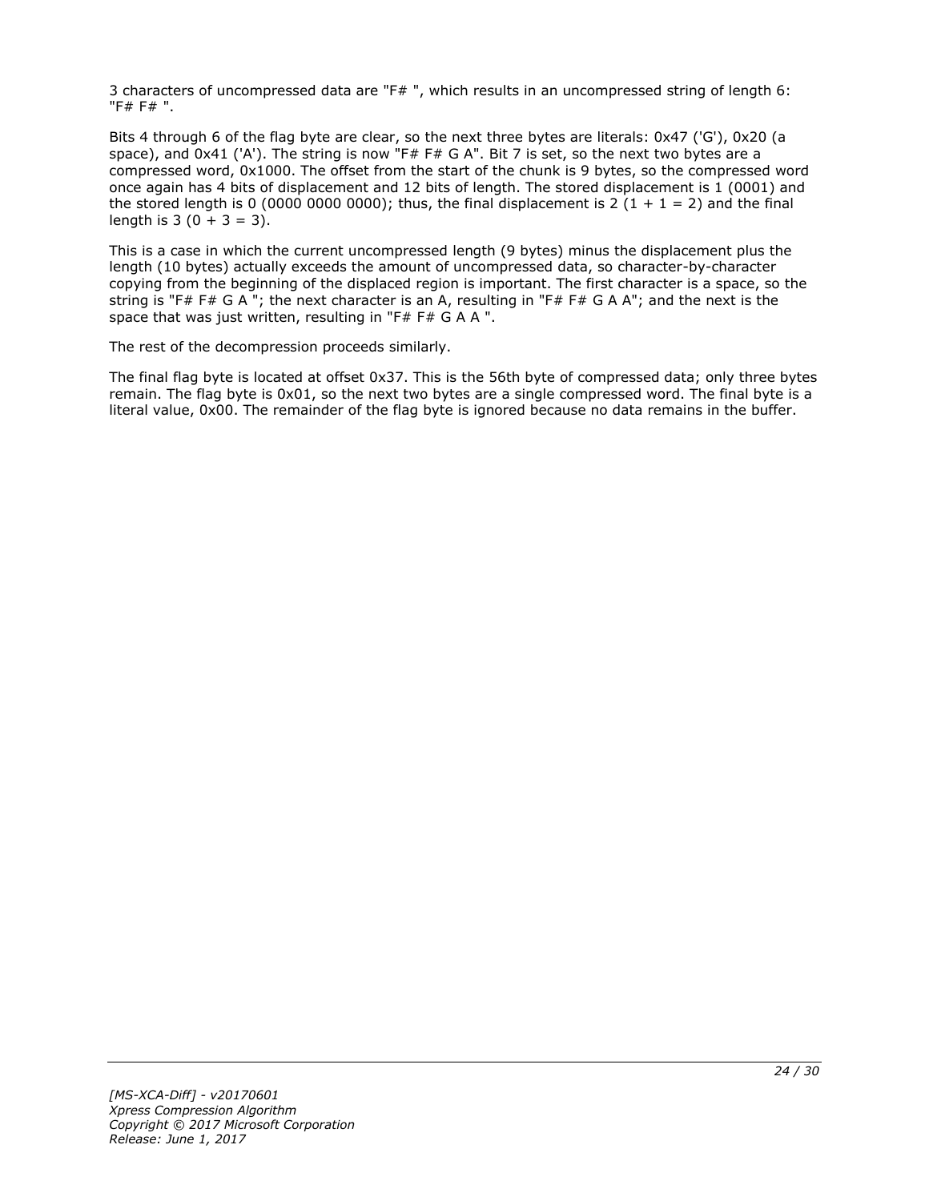3 characters of uncompressed data are "F# ", which results in an uncompressed string of length 6: "F# F# ".

Bits 4 through 6 of the flag byte are clear, so the next three bytes are literals: 0x47 ('G'), 0x20 (a space), and 0x41 ('A'). The string is now "F# F# G A". Bit 7 is set, so the next two bytes are a compressed word, 0x1000. The offset from the start of the chunk is 9 bytes, so the compressed word once again has 4 bits of displacement and 12 bits of length. The stored displacement is 1 (0001) and the stored length is 0 (0000 0000 0000); thus, the final displacement is 2 (1 + 1 = 2) and the final length is 3 (0 + 3 = 3).

This is a case in which the current uncompressed length (9 bytes) minus the displacement plus the length (10 bytes) actually exceeds the amount of uncompressed data, so character-by-character copying from the beginning of the displaced region is important. The first character is a space, so the string is "F# F# G A "; the next character is an A, resulting in "F# F# G A A"; and the next is the space that was just written, resulting in "F# F# G A A ".

The rest of the decompression proceeds similarly.

The final flag byte is located at offset 0x37. This is the 56th byte of compressed data; only three bytes remain. The flag byte is 0x01, so the next two bytes are a single compressed word. The final byte is a literal value, 0x00. The remainder of the flag byte is ignored because no data remains in the buffer.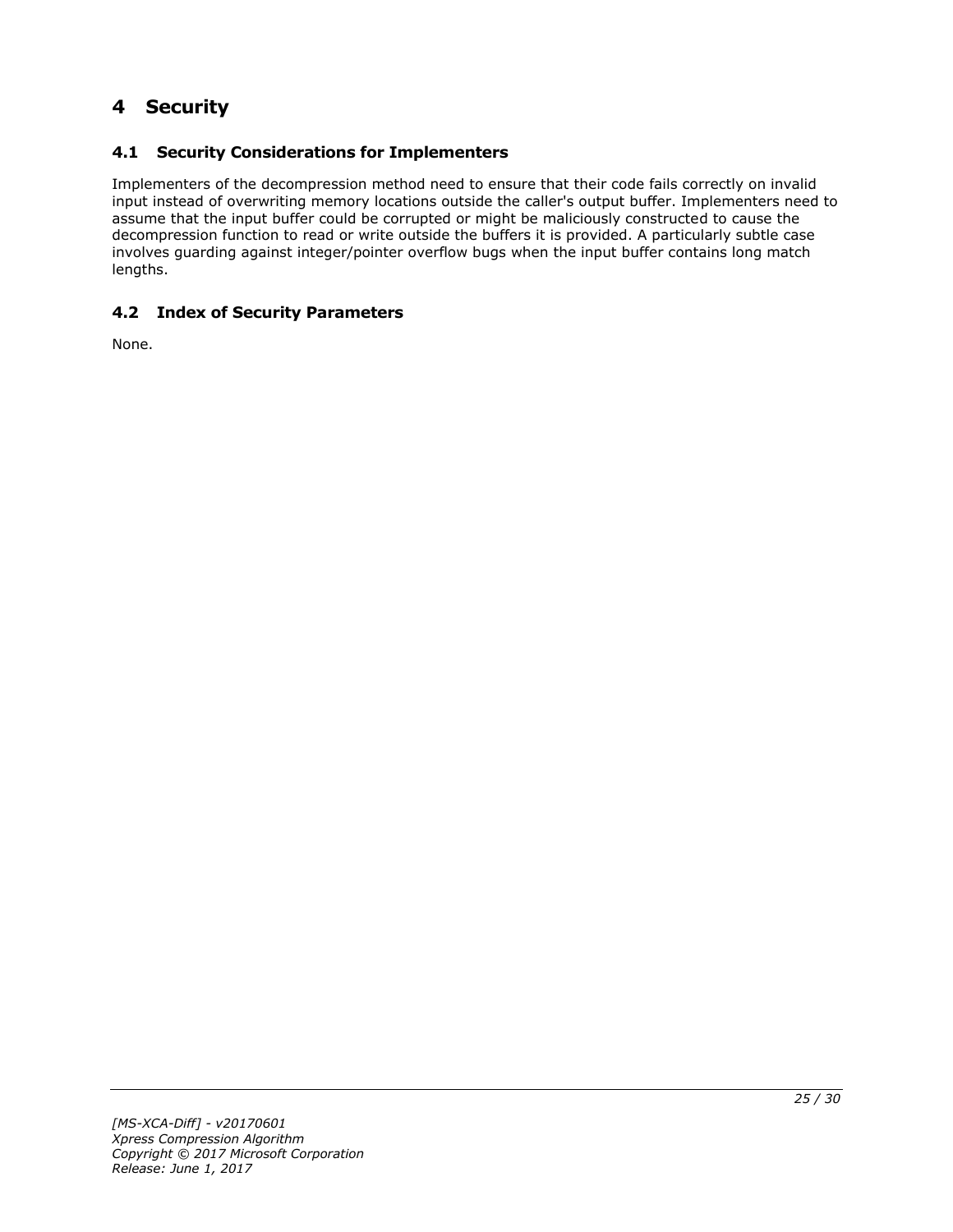# 4 Security

## 4.1 Security Considerations for Implementers

Implementers of the decompression method need to ensure that their code fails correctly on invalid input instead of overwriting memory locations outside the caller's output buffer. Implementers need to assume that the input buffer could be corrupted or might be maliciously constructed to cause the decompression function to read or write outside the buffers it is provided. A particularly subtle case involves guarding against integer/pointer overflow bugs when the input buffer contains long match lengths.

## 4.2 Index of Security Parameters

None.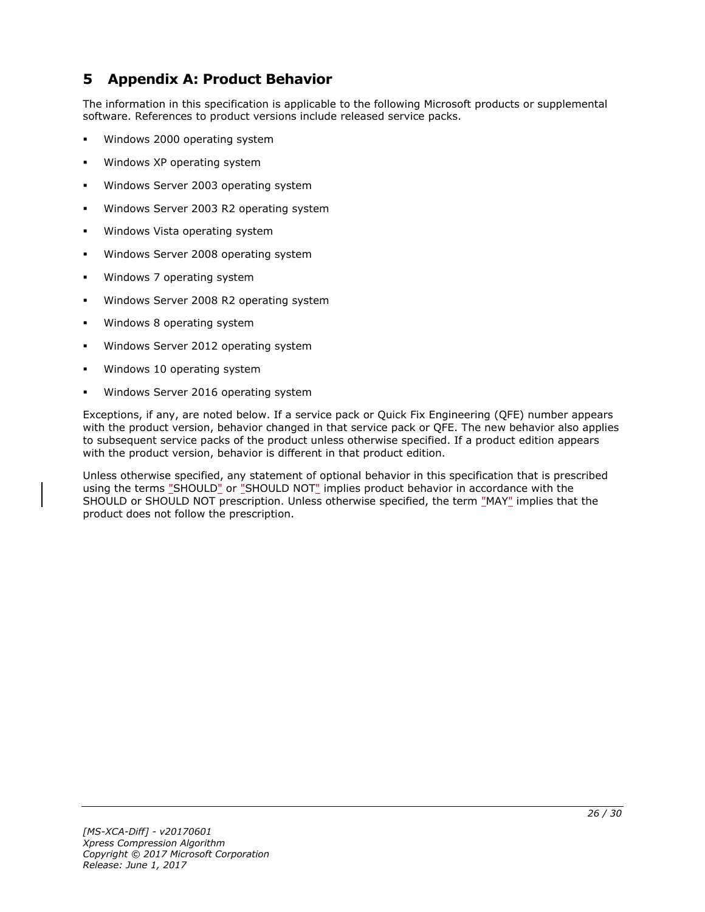# 5 Appendix A: Product Behavior

The information in this specification is applicable to the following Microsoft products or supplemental software. References to product versions include released service packs.

- Windows 2000 operating system
- Windows XP operating system
- Windows Server 2003 operating system
- Windows Server 2003 R2 operating system
- Windows Vista operating system
- Windows Server 2008 operating system
- Windows 7 operating system
- Windows Server 2008 R2 operating system
- Windows 8 operating system
- Windows Server 2012 operating system
- Windows 10 operating system
- Windows Server 2016 operating system

Exceptions, if any, are noted below. If a service pack or Quick Fix Engineering (QFE) number appears with the product version, behavior changed in that service pack or QFE. The new behavior also applies to subsequent service packs of the product unless otherwise specified. If a product edition appears with the product version, behavior is different in that product edition.

Unless otherwise specified, any statement of optional behavior in this specification that is prescribed using the terms "SHOULD" or "SHOULD NOT" implies product behavior in accordance with the SHOULD or SHOULD NOT prescription. Unless otherwise specified, the term "MAY" implies that the product does not follow the prescription.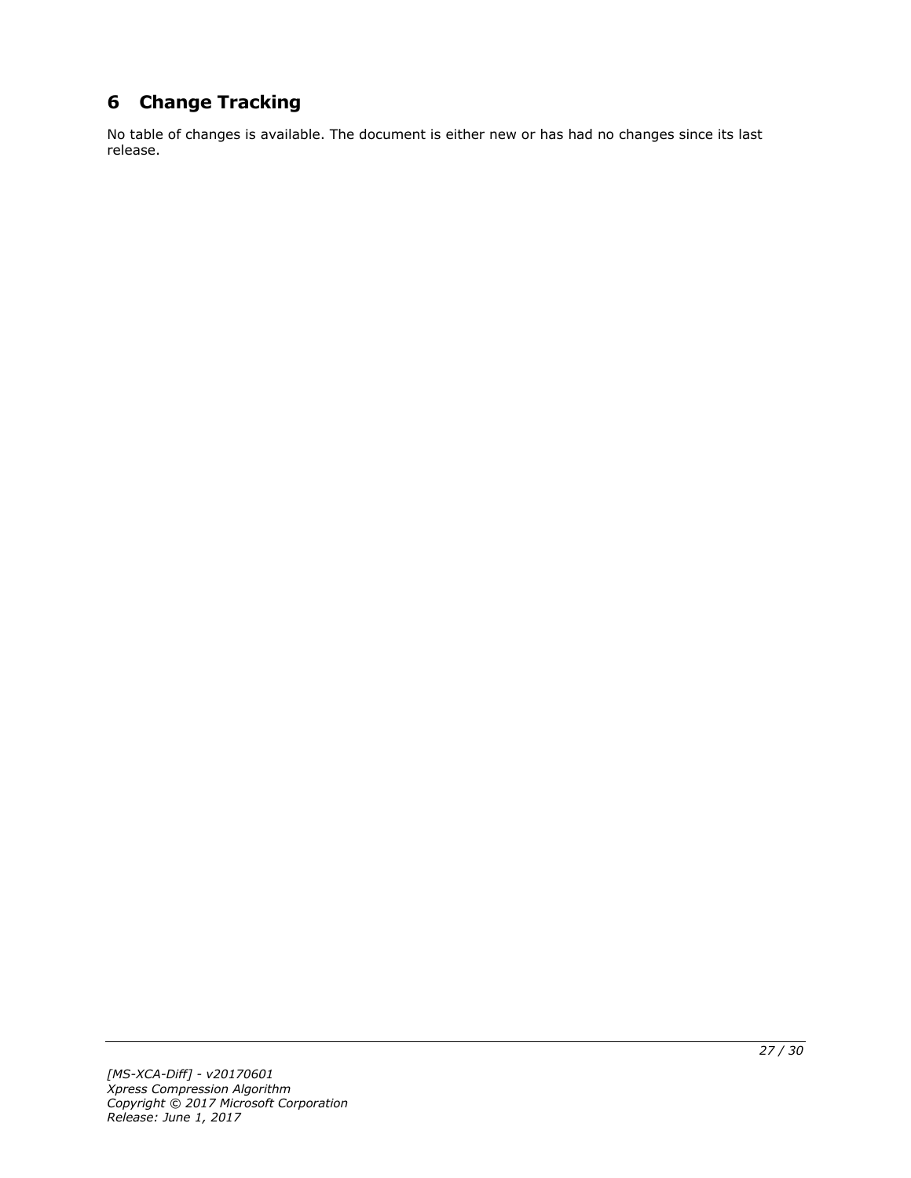# 6 Change Tracking

No table of changes is available. The document is either new or has had no changes since its last release.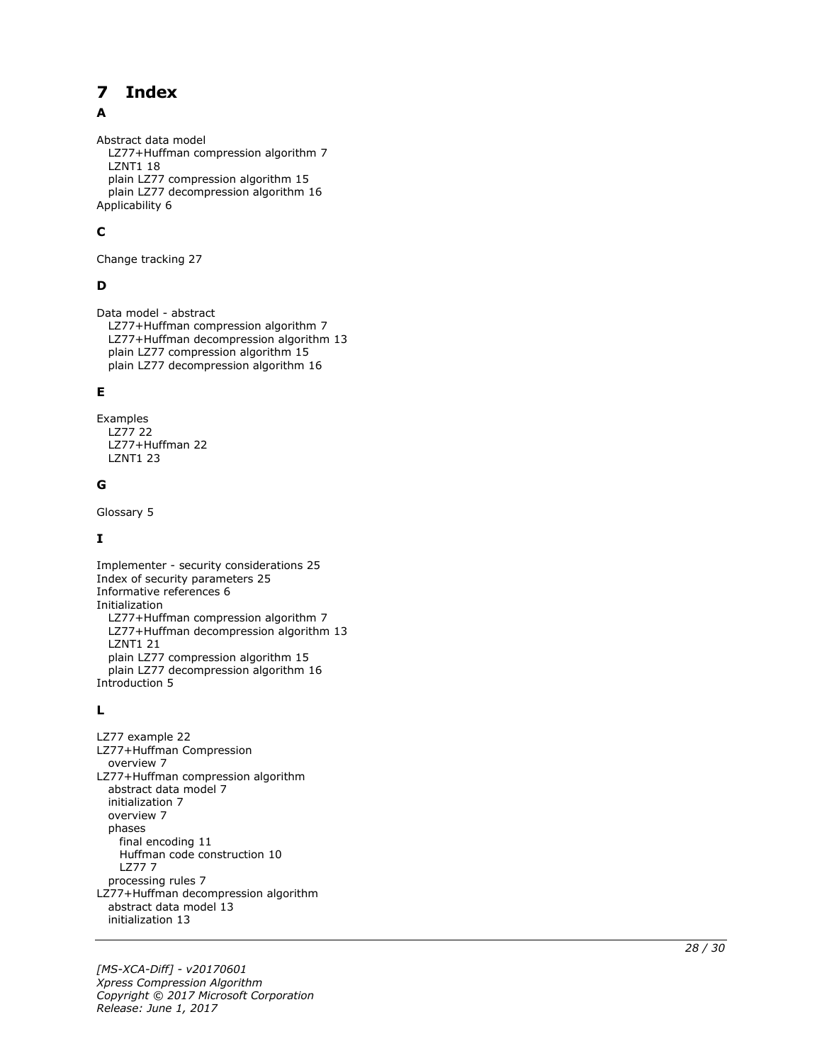# 7 Index

## A

Abstract data model
- LZ77+Huffman compression algorithm 7
- LZNT1 18
- plain LZ77 compression algorithm 15
- plain LZ77 decompression algorithm 16

Applicability 6

## C

Change tracking 27

## D

Data model - abstract
- LZ77+Huffman compression algorithm 7
- LZ77+Huffman decompression algorithm 13
- plain LZ77 compression algorithm 15
- plain LZ77 decompression algorithm 16

## E

Examples
- LZ77 22
- LZ77+Huffman 22
- LZNT1 23

## G

Glossary 5

## I

Implementer - security considerations 25
Index of security parameters 25
Informative references 6
Initialization
- LZ77+Huffman compression algorithm 7
- LZ77+Huffman decompression algorithm 13
- LZNT1 21
- plain LZ77 compression algorithm 15
- plain LZ77 decompression algorithm 16

Introduction 5

## L

LZ77 example 22
LZ77+Huffman Compression
- overview 7

LZ77+Huffman compression algorithm
- abstract data model 7
- initialization 7
- overview 7
- phases
  - final encoding 11
  - Huffman code construction 10
  - LZ77 7
- processing rules 7

LZ77+Huffman decompression algorithm
- abstract data model 13
- initialization 13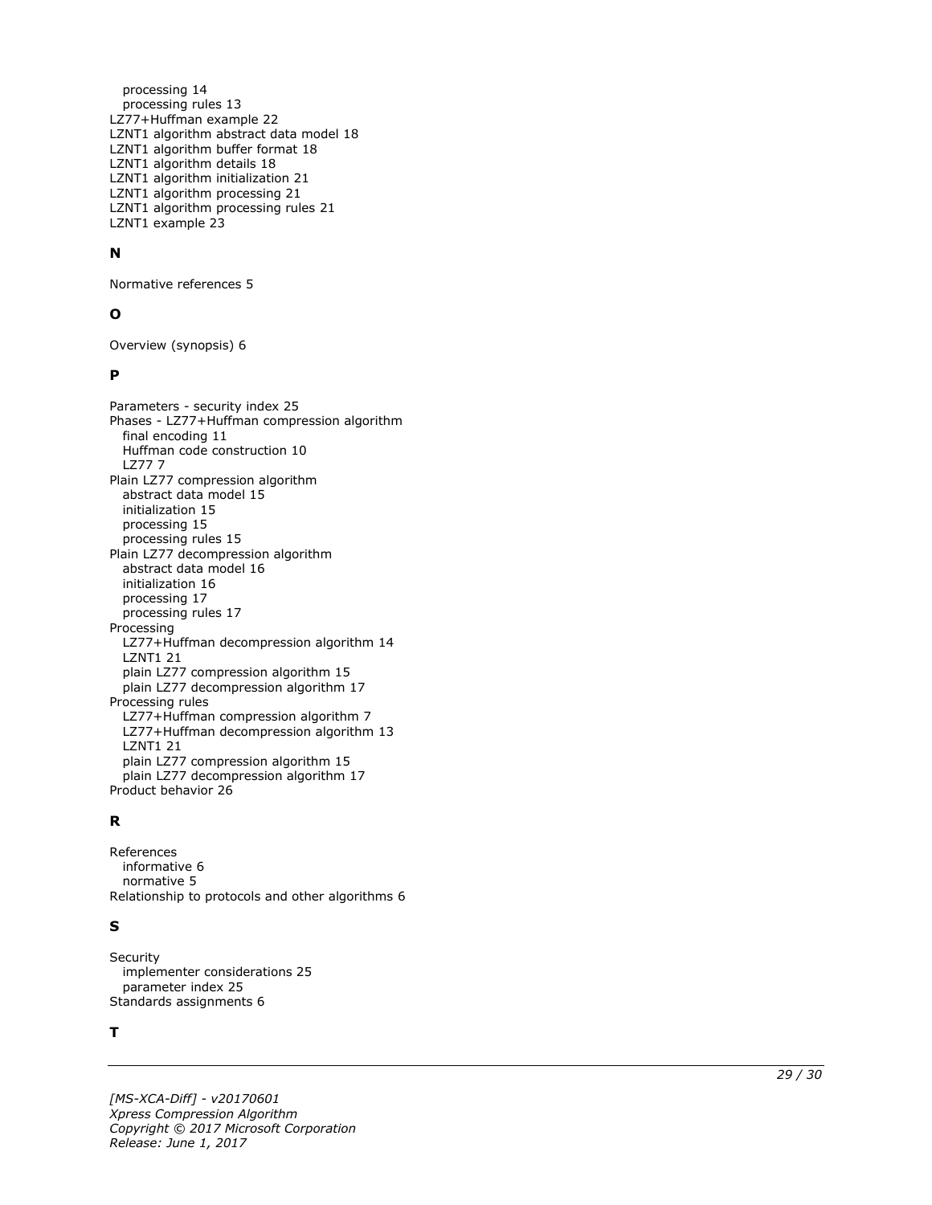processing 14
processing rules 13
LZ77+Huffman example 22
LZNT1 algorithm abstract data model 18
LZNT1 algorithm buffer format 18
LZNT1 algorithm details 18
LZNT1 algorithm initialization 21
LZNT1 algorithm processing 21
LZNT1 algorithm processing rules 21
LZNT1 example 23

**N**

Normative references 5

**O**

Overview (synopsis) 6

**P**

Parameters - security index 25
Phases - LZ77+Huffman compression algorithm
final encoding 11
Huffman code construction 10
LZ77 7
Plain LZ77 compression algorithm
abstract data model 15
initialization 15
processing 15
processing rules 15
Plain LZ77 decompression algorithm
abstract data model 16
initialization 16
processing 17
processing rules 17
Processing
LZ77+Huffman decompression algorithm 14
LZNT1 21
plain LZ77 compression algorithm 15
plain LZ77 decompression algorithm 17
Processing rules
LZ77+Huffman compression algorithm 7
LZ77+Huffman decompression algorithm 13
LZNT1 21
plain LZ77 compression algorithm 15
plain LZ77 decompression algorithm 17
Product behavior 26

**R**

References
informative 6
normative 5
Relationship to protocols and other algorithms 6

**S**

Security
implementer considerations 25
parameter index 25
Standards assignments 6

**T**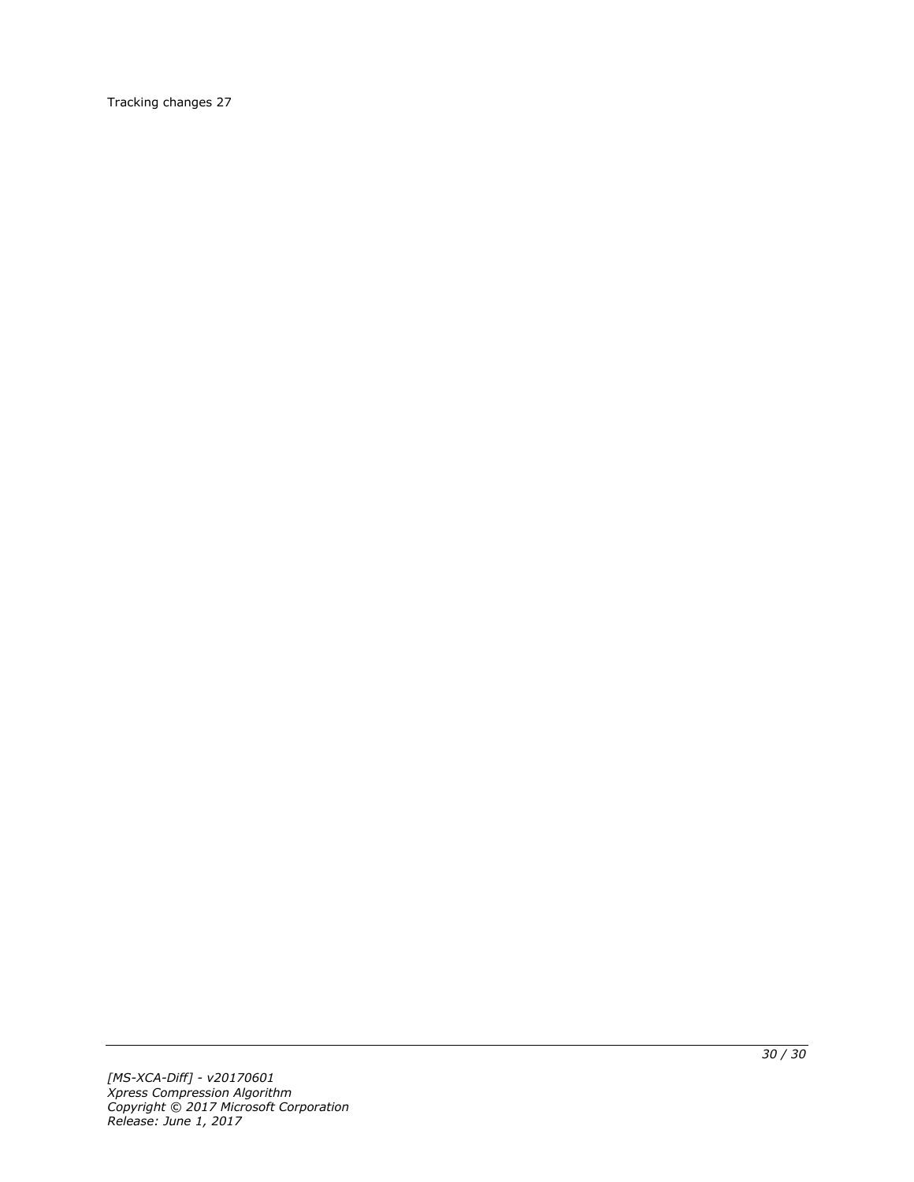Tracking changes 27